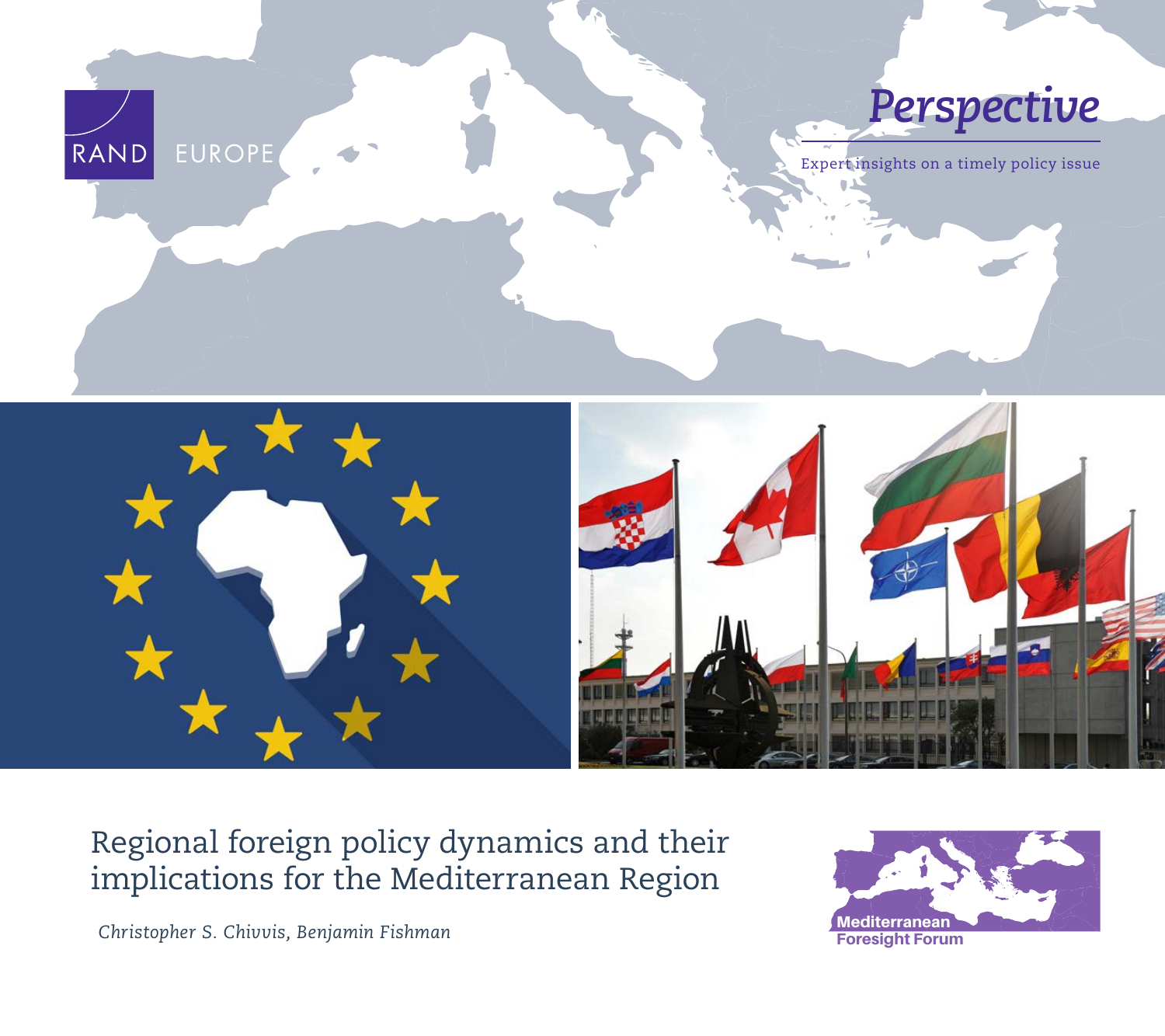RAND EUROPE

*Perspective*

Expert insights on a timely policy issue

# Regional foreign policy dynamics and their implications for the Mediterranean Region

*Christopher S. Chivvis, Benjamin Fishman*

Mediterranean Foresight Forum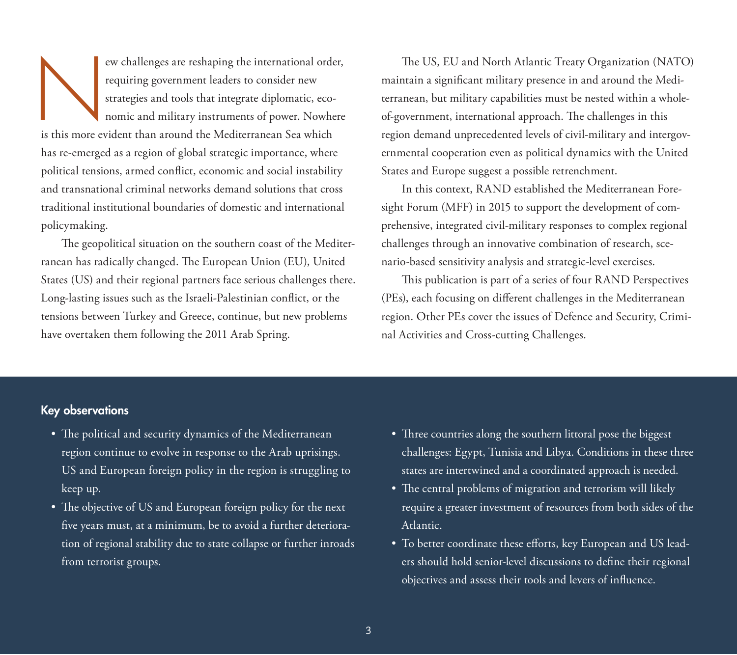New challenges are reshaping the international order, requiring government leaders to consider new strategies and tools that integrate diplomatic, economic and military instruments of power. Nowhere is this more evident than around the Mediterranean Sea which has re-emerged as a region of global strategic importance, where political tensions, armed conflict, economic and social instability and transnational criminal networks demand solutions that cross traditional institutional boundaries of domestic and international policymaking.

The geopolitical situation on the southern coast of the Mediterranean has radically changed. The European Union (EU), United States (US) and their regional partners face serious challenges there. Long-lasting issues such as the Israeli-Palestinian conflict, or the tensions between Turkey and Greece, continue, but new problems have overtaken them following the 2011 Arab Spring.

The US, EU and North Atlantic Treaty Organization (NATO) maintain a significant military presence in and around the Mediterranean, but military capabilities must be nested within a whole-of-government, international approach. The challenges in this region demand unprecedented levels of civil-military and intergovernmental cooperation even as political dynamics with the United States and Europe suggest a possible retrenchment.

In this context, RAND established the Mediterranean Foresight Forum (MFF) in 2015 to support the development of comprehensive, integrated civil-military responses to complex regional challenges through an innovative combination of research, scenario-based sensitivity analysis and strategic-level exercises.

This publication is part of a series of four RAND Perspectives (PEs), each focusing on different challenges in the Mediterranean region. Other PEs cover the issues of Defence and Security, Criminal Activities and Cross-cutting Challenges.

## Key observations

- The political and security dynamics of the Mediterranean region continue to evolve in response to the Arab uprisings. US and European foreign policy in the region is struggling to keep up.
- The objective of US and European foreign policy for the next five years must, at a minimum, be to avoid a further deterioration of regional stability due to state collapse or further inroads from terrorist groups.
- Three countries along the southern littoral pose the biggest challenges: Egypt, Tunisia and Libya. Conditions in these three states are intertwined and a coordinated approach is needed.
- The central problems of migration and terrorism will likely require a greater investment of resources from both sides of the Atlantic.
- To better coordinate these efforts, key European and US leaders should hold senior-level discussions to define their regional objectives and assess their tools and levers of influence.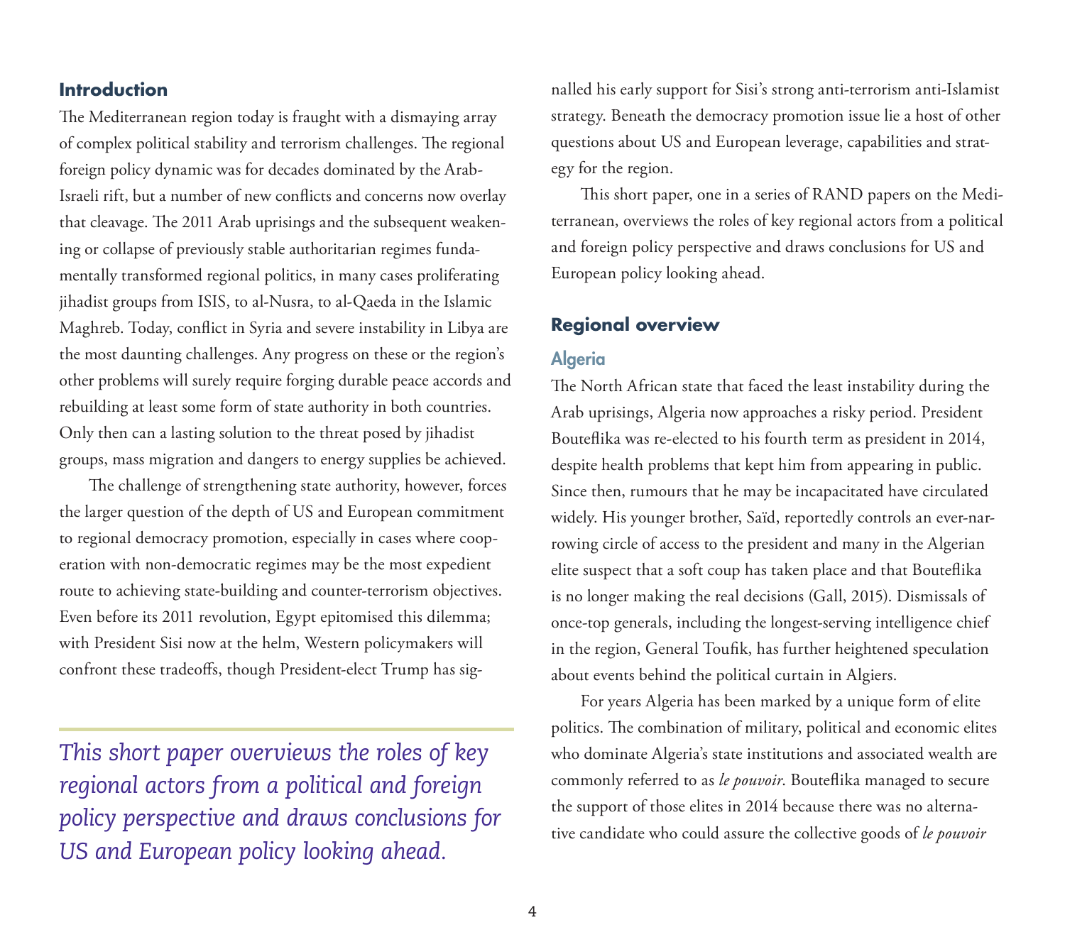## Introduction

The Mediterranean region today is fraught with a dismaying array of complex political stability and terrorism challenges. The regional foreign policy dynamic was for decades dominated by the Arab-Israeli rift, but a number of new conflicts and concerns now overlay that cleavage. The 2011 Arab uprisings and the subsequent weakening or collapse of previously stable authoritarian regimes fundamentally transformed regional politics, in many cases proliferating jihadist groups from ISIS, to al-Nusra, to al-Qaeda in the Islamic Maghreb. Today, conflict in Syria and severe instability in Libya are the most daunting challenges. Any progress on these or the region's other problems will surely require forging durable peace accords and rebuilding at least some form of state authority in both countries. Only then can a lasting solution to the threat posed by jihadist groups, mass migration and dangers to energy supplies be achieved.

The challenge of strengthening state authority, however, forces the larger question of the depth of US and European commitment to regional democracy promotion, especially in cases where cooperation with non-democratic regimes may be the most expedient route to achieving state-building and counter-terrorism objectives. Even before its 2011 revolution, Egypt epitomised this dilemma; with President Sisi now at the helm, Western policymakers will confront these tradeoffs, though President-elect Trump has signalled his early support for Sisi's strong anti-terrorism anti-Islamist strategy. Beneath the democracy promotion issue lie a host of other questions about US and European leverage, capabilities and strategy for the region.

This short paper, one in a series of RAND papers on the Mediterranean, overviews the roles of key regional actors from a political and foreign policy perspective and draws conclusions for US and European policy looking ahead.

*This short paper overviews the roles of key regional actors from a political and foreign policy perspective and draws conclusions for US and European policy looking ahead.*

## Regional overview

### Algeria

The North African state that faced the least instability during the Arab uprisings, Algeria now approaches a risky period. President Bouteflika was re-elected to his fourth term as president in 2014, despite health problems that kept him from appearing in public. Since then, rumours that he may be incapacitated have circulated widely. His younger brother, Saïd, reportedly controls an ever-narrowing circle of access to the president and many in the Algerian elite suspect that a soft coup has taken place and that Bouteflika is no longer making the real decisions (Gall, 2015). Dismissals of once-top generals, including the longest-serving intelligence chief in the region, General Toufik, has further heightened speculation about events behind the political curtain in Algiers.

For years Algeria has been marked by a unique form of elite politics. The combination of military, political and economic elites who dominate Algeria's state institutions and associated wealth are commonly referred to as *le pouvoir*. Bouteflika managed to secure the support of those elites in 2014 because there was no alternative candidate who could assure the collective goods of *le pouvoir*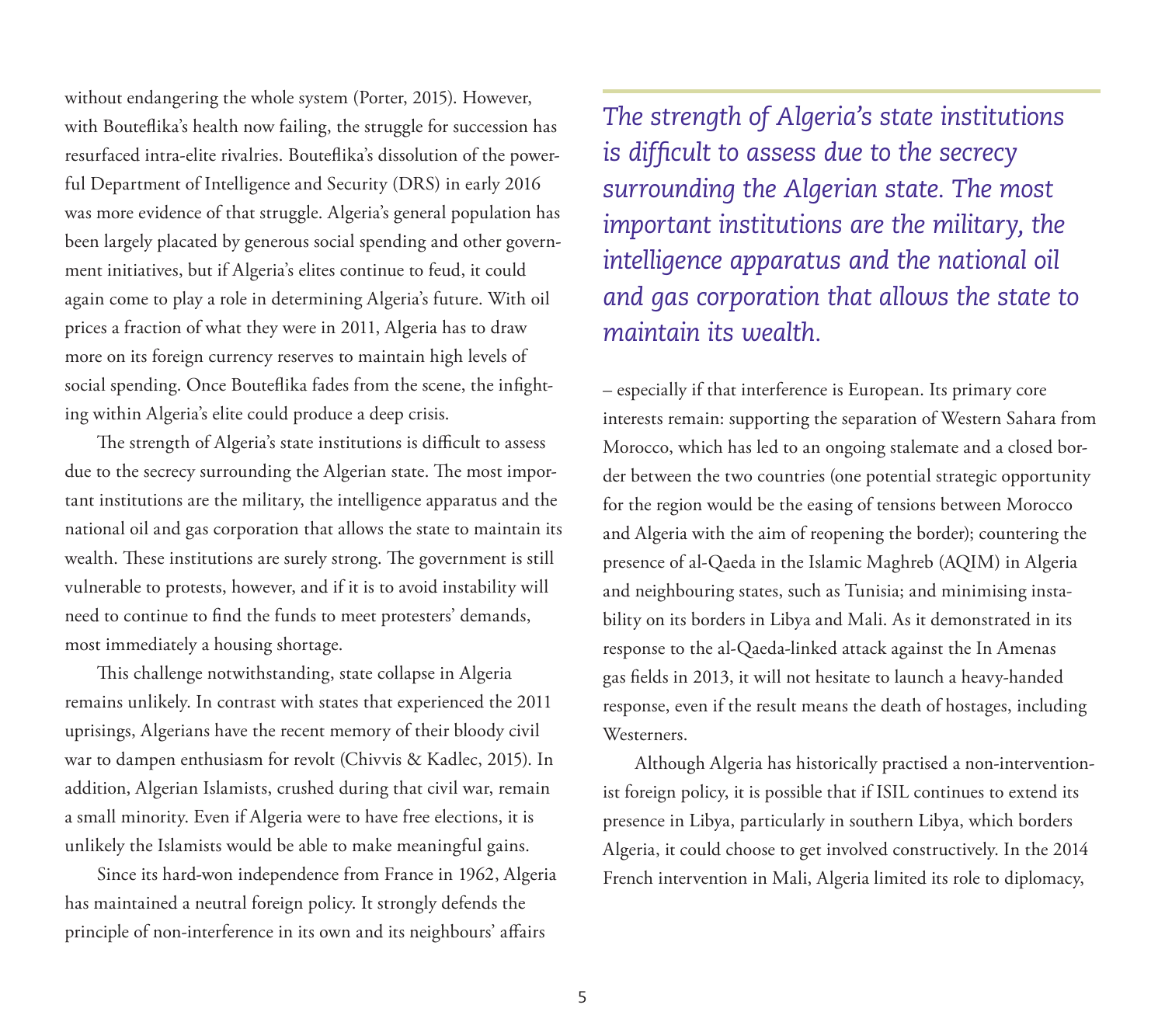without endangering the whole system (Porter, 2015). However, with Bouteflika's health now failing, the struggle for succession has resurfaced intra-elite rivalries. Bouteflika's dissolution of the powerful Department of Intelligence and Security (DRS) in early 2016 was more evidence of that struggle. Algeria's general population has been largely placated by generous social spending and other government initiatives, but if Algeria's elites continue to feud, it could again come to play a role in determining Algeria's future. With oil prices a fraction of what they were in 2011, Algeria has to draw more on its foreign currency reserves to maintain high levels of social spending. Once Bouteflika fades from the scene, the infighting within Algeria's elite could produce a deep crisis.

The strength of Algeria's state institutions is difficult to assess due to the secrecy surrounding the Algerian state. The most important institutions are the military, the intelligence apparatus and the national oil and gas corporation that allows the state to maintain its wealth. These institutions are surely strong. The government is still vulnerable to protests, however, and if it is to avoid instability will need to continue to find the funds to meet protesters' demands, most immediately a housing shortage.

This challenge notwithstanding, state collapse in Algeria remains unlikely. In contrast with states that experienced the 2011 uprisings, Algerians have the recent memory of their bloody civil war to dampen enthusiasm for revolt (Chivvis & Kadlec, 2015). In addition, Algerian Islamists, crushed during that civil war, remain a small minority. Even if Algeria were to have free elections, it is unlikely the Islamists would be able to make meaningful gains.

Since its hard-won independence from France in 1962, Algeria has maintained a neutral foreign policy. It strongly defends the principle of non-interference in its own and its neighbours' affairs – especially if that interference is European. Its primary core interests remain: supporting the separation of Western Sahara from Morocco, which has led to an ongoing stalemate and a closed border between the two countries (one potential strategic opportunity for the region would be the easing of tensions between Morocco and Algeria with the aim of reopening the border); countering the presence of al-Qaeda in the Islamic Maghreb (AQIM) in Algeria and neighbouring states, such as Tunisia; and minimising instability on its borders in Libya and Mali. As it demonstrated in its response to the al-Qaeda-linked attack against the In Amenas gas fields in 2013, it will not hesitate to launch a heavy-handed response, even if the result means the death of hostages, including Westerners.

> *The strength of Algeria's state institutions is difficult to assess due to the secrecy surrounding the Algerian state. The most important institutions are the military, the intelligence apparatus and the national oil and gas corporation that allows the state to maintain its wealth.*

Although Algeria has historically practised a non-interventionist foreign policy, it is possible that if ISIL continues to extend its presence in Libya, particularly in southern Libya, which borders Algeria, it could choose to get involved constructively. In the 2014 French intervention in Mali, Algeria limited its role to diplomacy,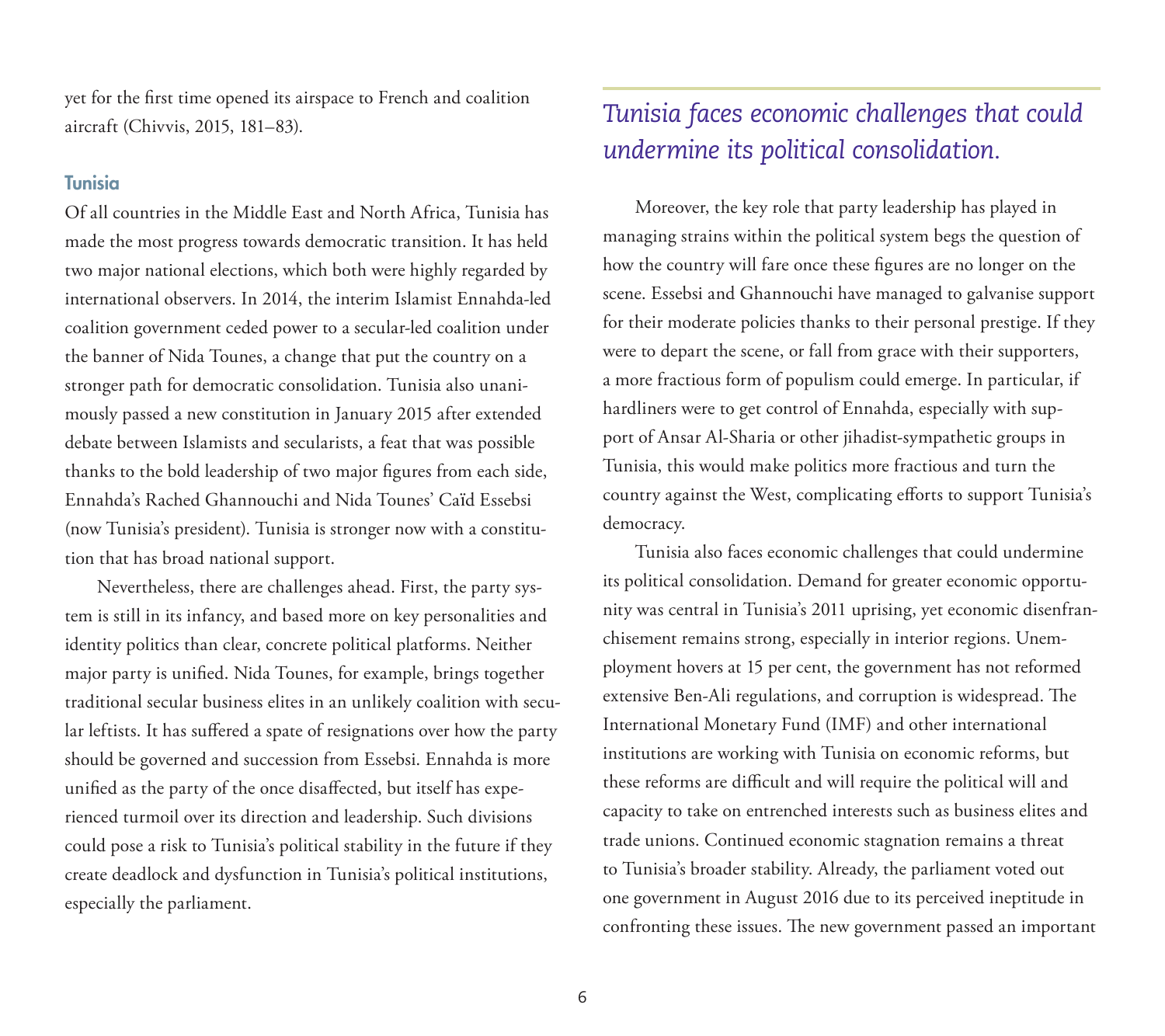yet for the first time opened its airspace to French and coalition aircraft (Chivvis, 2015, 181–83).

### Tunisia

Of all countries in the Middle East and North Africa, Tunisia has made the most progress towards democratic transition. It has held two major national elections, which both were highly regarded by international observers. In 2014, the interim Islamist Ennahda-led coalition government ceded power to a secular-led coalition under the banner of Nida Tounes, a change that put the country on a stronger path for democratic consolidation. Tunisia also unanimously passed a new constitution in January 2015 after extended debate between Islamists and secularists, a feat that was possible thanks to the bold leadership of two major figures from each side, Ennahda's Rached Ghannouchi and Nida Tounes' Caïd Essebsi (now Tunisia's president). Tunisia is stronger now with a constitution that has broad national support.

Nevertheless, there are challenges ahead. First, the party system is still in its infancy, and based more on key personalities and identity politics than clear, concrete political platforms. Neither major party is unified. Nida Tounes, for example, brings together traditional secular business elites in an unlikely coalition with secular leftists. It has suffered a spate of resignations over how the party should be governed and succession from Essebsi. Ennahda is more unified as the party of the once disaffected, but itself has experienced turmoil over its direction and leadership. Such divisions could pose a risk to Tunisia's political stability in the future if they create deadlock and dysfunction in Tunisia's political institutions, especially the parliament.

> *Tunisia faces economic challenges that could undermine its political consolidation.*

Moreover, the key role that party leadership has played in managing strains within the political system begs the question of how the country will fare once these figures are no longer on the scene. Essebsi and Ghannouchi have managed to galvanise support for their moderate policies thanks to their personal prestige. If they were to depart the scene, or fall from grace with their supporters, a more fractious form of populism could emerge. In particular, if hardliners were to get control of Ennahda, especially with support of Ansar Al-Sharia or other jihadist-sympathetic groups in Tunisia, this would make politics more fractious and turn the country against the West, complicating efforts to support Tunisia's democracy.

Tunisia also faces economic challenges that could undermine its political consolidation. Demand for greater economic opportunity was central in Tunisia's 2011 uprising, yet economic disenfranchisement remains strong, especially in interior regions. Unemployment hovers at 15 per cent, the government has not reformed extensive Ben-Ali regulations, and corruption is widespread. The International Monetary Fund (IMF) and other international institutions are working with Tunisia on economic reforms, but these reforms are difficult and will require the political will and capacity to take on entrenched interests such as business elites and trade unions. Continued economic stagnation remains a threat to Tunisia's broader stability. Already, the parliament voted out one government in August 2016 due to its perceived ineptitude in confronting these issues. The new government passed an important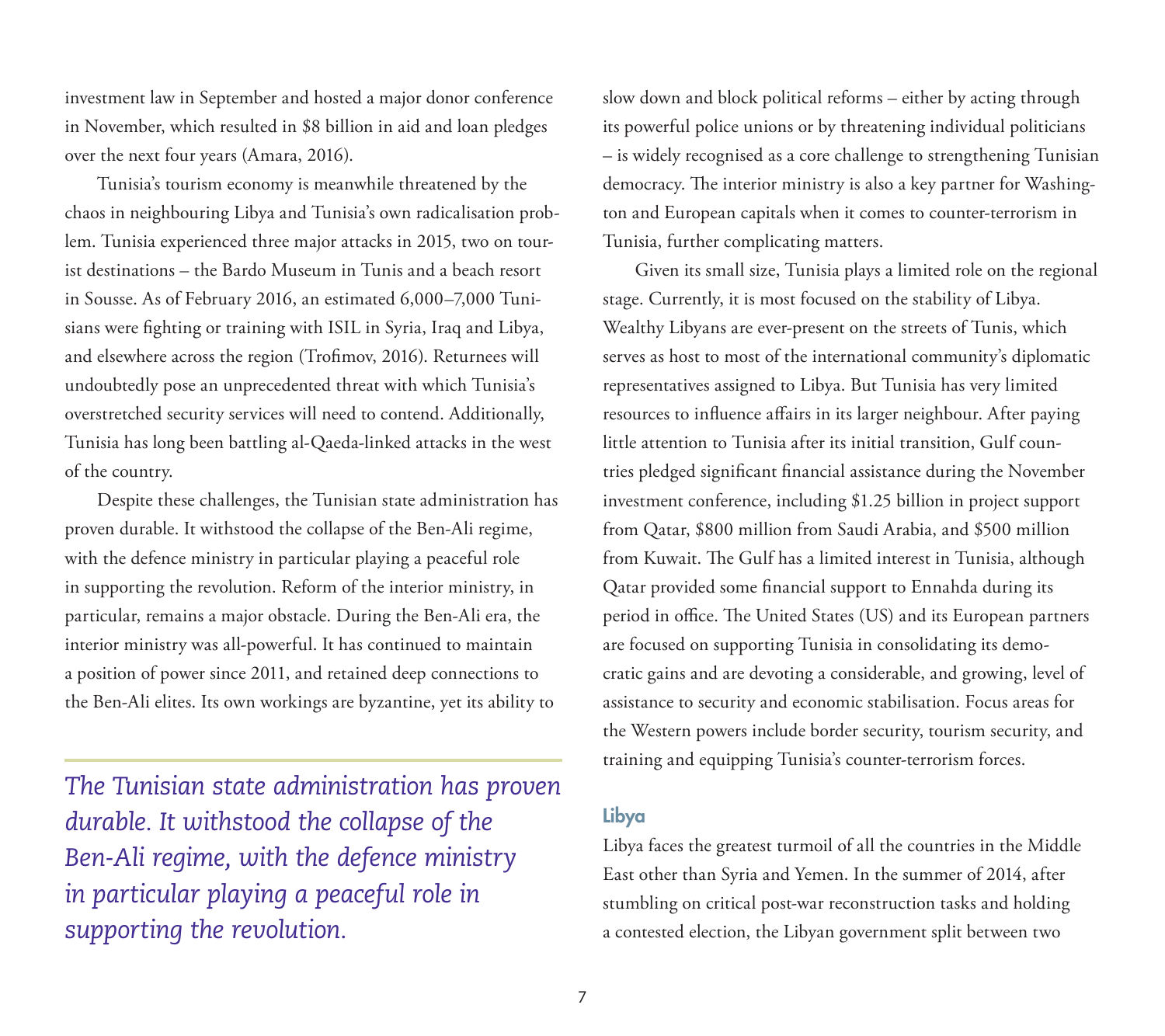investment law in September and hosted a major donor conference in November, which resulted in $8 billion in aid and loan pledges over the next four years (Amara, 2016).

Tunisia's tourism economy is meanwhile threatened by the chaos in neighbouring Libya and Tunisia's own radicalisation problem. Tunisia experienced three major attacks in 2015, two on tourist destinations – the Bardo Museum in Tunis and a beach resort in Sousse. As of February 2016, an estimated 6,000–7,000 Tunisians were fighting or training with ISIL in Syria, Iraq and Libya, and elsewhere across the region (Trofimov, 2016). Returnees will undoubtedly pose an unprecedented threat with which Tunisia's overstretched security services will need to contend. Additionally, Tunisia has long been battling al-Qaeda-linked attacks in the west of the country.

Despite these challenges, the Tunisian state administration has proven durable. It withstood the collapse of the Ben-Ali regime, with the defence ministry in particular playing a peaceful role in supporting the revolution. Reform of the interior ministry, in particular, remains a major obstacle. During the Ben-Ali era, the interior ministry was all-powerful. It has continued to maintain a position of power since 2011, and retained deep connections to the Ben-Ali elites. Its own workings are byzantine, yet its ability to slow down and block political reforms – either by acting through its powerful police unions or by threatening individual politicians – is widely recognised as a core challenge to strengthening Tunisian democracy. The interior ministry is also a key partner for Washington and European capitals when it comes to counter-terrorism in Tunisia, further complicating matters.

> *The Tunisian state administration has proven durable. It withstood the collapse of the Ben-Ali regime, with the defence ministry in particular playing a peaceful role in supporting the revolution.*

Given its small size, Tunisia plays a limited role on the regional stage. Currently, it is most focused on the stability of Libya. Wealthy Libyans are ever-present on the streets of Tunis, which serves as host to most of the international community's diplomatic representatives assigned to Libya. But Tunisia has very limited resources to influence affairs in its larger neighbour. After paying little attention to Tunisia after its initial transition, Gulf countries pledged significant financial assistance during the November investment conference, including $1.25 billion in project support from Qatar, $800 million from Saudi Arabia, and $500 million from Kuwait. The Gulf has a limited interest in Tunisia, although Qatar provided some financial support to Ennahda during its period in office. The United States (US) and its European partners are focused on supporting Tunisia in consolidating its democratic gains and are devoting a considerable, and growing, level of assistance to security and economic stabilisation. Focus areas for the Western powers include border security, tourism security, and training and equipping Tunisia's counter-terrorism forces.

### Libya

Libya faces the greatest turmoil of all the countries in the Middle East other than Syria and Yemen. In the summer of 2014, after stumbling on critical post-war reconstruction tasks and holding a contested election, the Libyan government split between two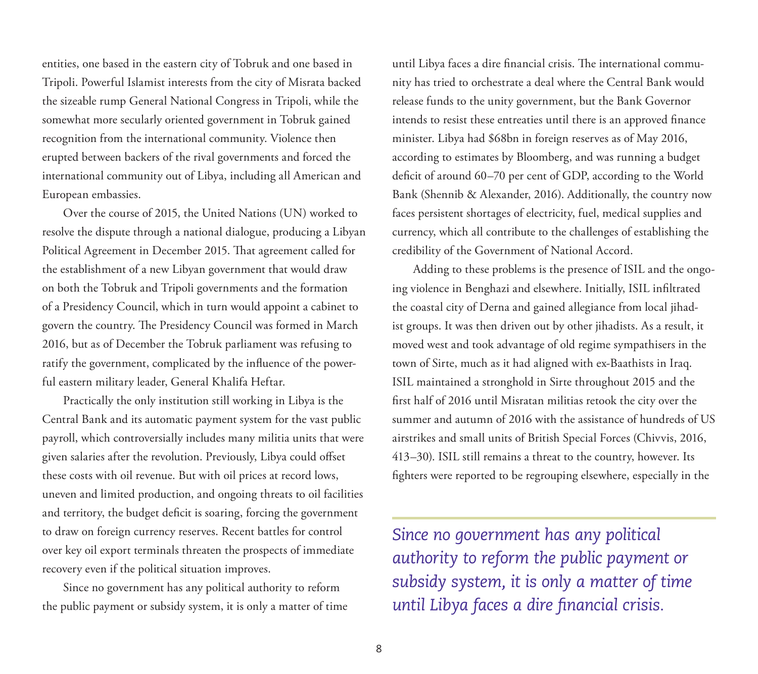entities, one based in the eastern city of Tobruk and one based in Tripoli. Powerful Islamist interests from the city of Misrata backed the sizeable rump General National Congress in Tripoli, while the somewhat more secularly oriented government in Tobruk gained recognition from the international community. Violence then erupted between backers of the rival governments and forced the international community out of Libya, including all American and European embassies.

Over the course of 2015, the United Nations (UN) worked to resolve the dispute through a national dialogue, producing a Libyan Political Agreement in December 2015. That agreement called for the establishment of a new Libyan government that would draw on both the Tobruk and Tripoli governments and the formation of a Presidency Council, which in turn would appoint a cabinet to govern the country. The Presidency Council was formed in March 2016, but as of December the Tobruk parliament was refusing to ratify the government, complicated by the influence of the powerful eastern military leader, General Khalifa Heftar.

Practically the only institution still working in Libya is the Central Bank and its automatic payment system for the vast public payroll, which controversially includes many militia units that were given salaries after the revolution. Previously, Libya could offset these costs with oil revenue. But with oil prices at record lows, uneven and limited production, and ongoing threats to oil facilities and territory, the budget deficit is soaring, forcing the government to draw on foreign currency reserves. Recent battles for control over key oil export terminals threaten the prospects of immediate recovery even if the political situation improves.

Since no government has any political authority to reform the public payment or subsidy system, it is only a matter of time until Libya faces a dire financial crisis. The international community has tried to orchestrate a deal where the Central Bank would release funds to the unity government, but the Bank Governor intends to resist these entreaties until there is an approved finance minister. Libya had $68bn in foreign reserves as of May 2016, according to estimates by Bloomberg, and was running a budget deficit of around 60–70 per cent of GDP, according to the World Bank (Shennib & Alexander, 2016). Additionally, the country now faces persistent shortages of electricity, fuel, medical supplies and currency, which all contribute to the challenges of establishing the credibility of the Government of National Accord.

Adding to these problems is the presence of ISIL and the ongoing violence in Benghazi and elsewhere. Initially, ISIL infiltrated the coastal city of Derna and gained allegiance from local jihadist groups. It was then driven out by other jihadists. As a result, it moved west and took advantage of old regime sympathisers in the town of Sirte, much as it had aligned with ex-Baathists in Iraq. ISIL maintained a stronghold in Sirte throughout 2015 and the first half of 2016 until Misratan militias retook the city over the summer and autumn of 2016 with the assistance of hundreds of US airstrikes and small units of British Special Forces (Chivvis, 2016, 413–30). ISIL still remains a threat to the country, however. Its fighters were reported to be regrouping elsewhere, especially in the

> *Since no government has any political authority to reform the public payment or subsidy system, it is only a matter of time until Libya faces a dire financial crisis.*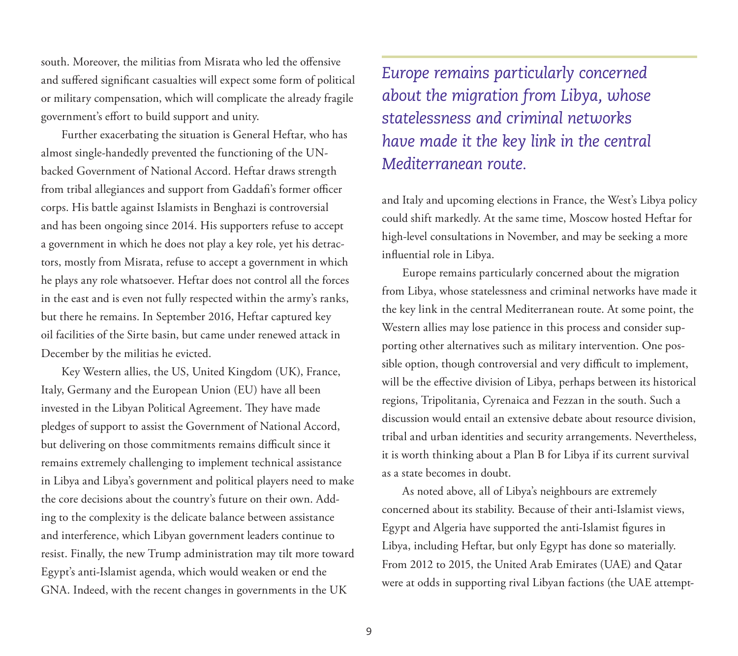south. Moreover, the militias from Misrata who led the offensive and suffered significant casualties will expect some form of political or military compensation, which will complicate the already fragile government's effort to build support and unity.

Further exacerbating the situation is General Heftar, who has almost single-handedly prevented the functioning of the UN-backed Government of National Accord. Heftar draws strength from tribal allegiances and support from Gaddafi's former officer corps. His battle against Islamists in Benghazi is controversial and has been ongoing since 2014. His supporters refuse to accept a government in which he does not play a key role, yet his detractors, mostly from Misrata, refuse to accept a government in which he plays any role whatsoever. Heftar does not control all the forces in the east and is even not fully respected within the army's ranks, but there he remains. In September 2016, Heftar captured key oil facilities of the Sirte basin, but came under renewed attack in December by the militias he evicted.

Key Western allies, the US, United Kingdom (UK), France, Italy, Germany and the European Union (EU) have all been invested in the Libyan Political Agreement. They have made pledges of support to assist the Government of National Accord, but delivering on those commitments remains difficult since it remains extremely challenging to implement technical assistance in Libya and Libya's government and political players need to make the core decisions about the country's future on their own. Adding to the complexity is the delicate balance between assistance and interference, which Libyan government leaders continue to resist. Finally, the new Trump administration may tilt more toward Egypt's anti-Islamist agenda, which would weaken or end the GNA. Indeed, with the recent changes in governments in the UK and Italy and upcoming elections in France, the West's Libya policy could shift markedly. At the same time, Moscow hosted Heftar for high-level consultations in November, and may be seeking a more influential role in Libya.

> *Europe remains particularly concerned about the migration from Libya, whose statelessness and criminal networks have made it the key link in the central Mediterranean route.*

Europe remains particularly concerned about the migration from Libya, whose statelessness and criminal networks have made it the key link in the central Mediterranean route. At some point, the Western allies may lose patience in this process and consider supporting other alternatives such as military intervention. One possible option, though controversial and very difficult to implement, will be the effective division of Libya, perhaps between its historical regions, Tripolitania, Cyrenaica and Fezzan in the south. Such a discussion would entail an extensive debate about resource division, tribal and urban identities and security arrangements. Nevertheless, it is worth thinking about a Plan B for Libya if its current survival as a state becomes in doubt.

As noted above, all of Libya's neighbours are extremely concerned about its stability. Because of their anti-Islamist views, Egypt and Algeria have supported the anti-Islamist figures in Libya, including Heftar, but only Egypt has done so materially. From 2012 to 2015, the United Arab Emirates (UAE) and Qatar were at odds in supporting rival Libyan factions (the UAE attempt-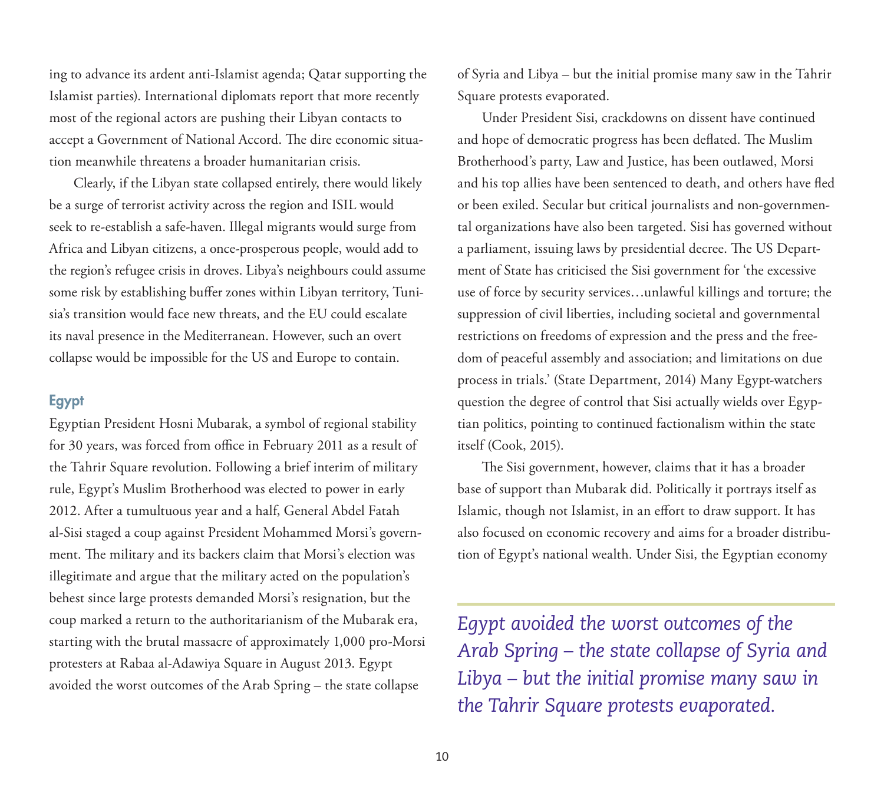ing to advance its ardent anti-Islamist agenda; Qatar supporting the Islamist parties). International diplomats report that more recently most of the regional actors are pushing their Libyan contacts to accept a Government of National Accord. The dire economic situation meanwhile threatens a broader humanitarian crisis.

Clearly, if the Libyan state collapsed entirely, there would likely be a surge of terrorist activity across the region and ISIL would seek to re-establish a safe-haven. Illegal migrants would surge from Africa and Libyan citizens, a once-prosperous people, would add to the region's refugee crisis in droves. Libya's neighbours could assume some risk by establishing buffer zones within Libyan territory, Tunisia's transition would face new threats, and the EU could escalate its naval presence in the Mediterranean. However, such an overt collapse would be impossible for the US and Europe to contain.

### Egypt

Egyptian President Hosni Mubarak, a symbol of regional stability for 30 years, was forced from office in February 2011 as a result of the Tahrir Square revolution. Following a brief interim of military rule, Egypt's Muslim Brotherhood was elected to power in early 2012. After a tumultuous year and a half, General Abdel Fatah al-Sisi staged a coup against President Mohammed Morsi's government. The military and its backers claim that Morsi's election was illegitimate and argue that the military acted on the population's behest since large protests demanded Morsi's resignation, but the coup marked a return to the authoritarianism of the Mubarak era, starting with the brutal massacre of approximately 1,000 pro-Morsi protesters at Rabaa al-Adawiya Square in August 2013. Egypt avoided the worst outcomes of the Arab Spring – the state collapse of Syria and Libya – but the initial promise many saw in the Tahrir Square protests evaporated.

Under President Sisi, crackdowns on dissent have continued and hope of democratic progress has been deflated. The Muslim Brotherhood's party, Law and Justice, has been outlawed, Morsi and his top allies have been sentenced to death, and others have fled or been exiled. Secular but critical journalists and non-governmental organizations have also been targeted. Sisi has governed without a parliament, issuing laws by presidential decree. The US Department of State has criticised the Sisi government for 'the excessive use of force by security services…unlawful killings and torture; the suppression of civil liberties, including societal and governmental restrictions on freedoms of expression and the press and the freedom of peaceful assembly and association; and limitations on due process in trials.' (State Department, 2014) Many Egypt-watchers question the degree of control that Sisi actually wields over Egyptian politics, pointing to continued factionalism within the state itself (Cook, 2015).

The Sisi government, however, claims that it has a broader base of support than Mubarak did. Politically it portrays itself as Islamic, though not Islamist, in an effort to draw support. It has also focused on economic recovery and aims for a broader distribution of Egypt's national wealth. Under Sisi, the Egyptian economy

*Egypt avoided the worst outcomes of the Arab Spring – the state collapse of Syria and Libya – but the initial promise many saw in the Tahrir Square protests evaporated.*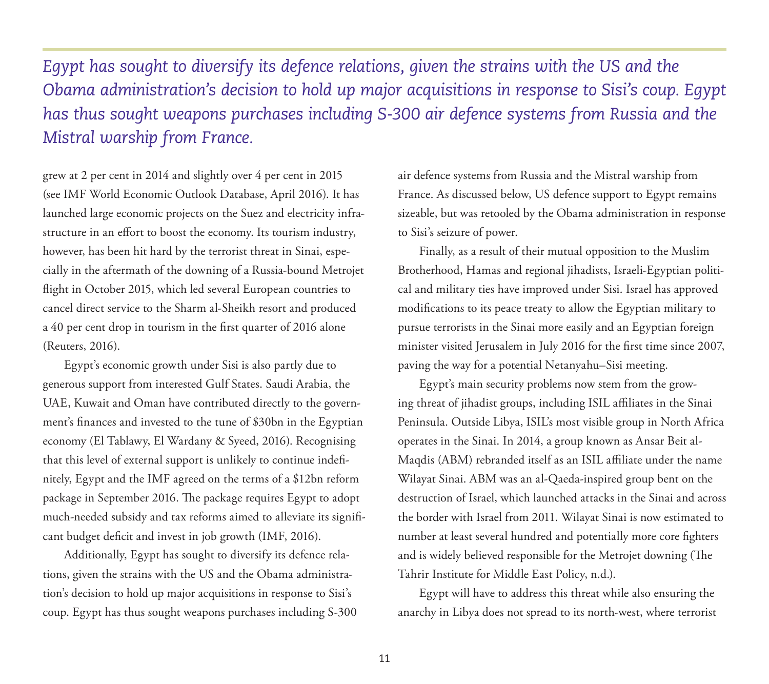*Egypt has sought to diversify its defence relations, given the strains with the US and the Obama administration's decision to hold up major acquisitions in response to Sisi's coup. Egypt has thus sought weapons purchases including S-300 air defence systems from Russia and the Mistral warship from France.*

grew at 2 per cent in 2014 and slightly over 4 per cent in 2015 (see IMF World Economic Outlook Database, April 2016). It has launched large economic projects on the Suez and electricity infrastructure in an effort to boost the economy. Its tourism industry, however, has been hit hard by the terrorist threat in Sinai, especially in the aftermath of the downing of a Russia-bound Metrojet flight in October 2015, which led several European countries to cancel direct service to the Sharm al-Sheikh resort and produced a 40 per cent drop in tourism in the first quarter of 2016 alone (Reuters, 2016).

Egypt's economic growth under Sisi is also partly due to generous support from interested Gulf States. Saudi Arabia, the UAE, Kuwait and Oman have contributed directly to the government's finances and invested to the tune of $30bn in the Egyptian economy (El Tablawy, El Wardany & Syeed, 2016). Recognising that this level of external support is unlikely to continue indefinitely, Egypt and the IMF agreed on the terms of a $12bn reform package in September 2016. The package requires Egypt to adopt much-needed subsidy and tax reforms aimed to alleviate its significant budget deficit and invest in job growth (IMF, 2016).

Additionally, Egypt has sought to diversify its defence relations, given the strains with the US and the Obama administration's decision to hold up major acquisitions in response to Sisi's coup. Egypt has thus sought weapons purchases including S-300 air defence systems from Russia and the Mistral warship from France. As discussed below, US defence support to Egypt remains sizeable, but was retooled by the Obama administration in response to Sisi's seizure of power.

Finally, as a result of their mutual opposition to the Muslim Brotherhood, Hamas and regional jihadists, Israeli-Egyptian political and military ties have improved under Sisi. Israel has approved modifications to its peace treaty to allow the Egyptian military to pursue terrorists in the Sinai more easily and an Egyptian foreign minister visited Jerusalem in July 2016 for the first time since 2007, paving the way for a potential Netanyahu–Sisi meeting.

Egypt's main security problems now stem from the growing threat of jihadist groups, including ISIL affiliates in the Sinai Peninsula. Outside Libya, ISIL's most visible group in North Africa operates in the Sinai. In 2014, a group known as Ansar Beit al-Maqdis (ABM) rebranded itself as an ISIL affiliate under the name Wilayat Sinai. ABM was an al-Qaeda-inspired group bent on the destruction of Israel, which launched attacks in the Sinai and across the border with Israel from 2011. Wilayat Sinai is now estimated to number at least several hundred and potentially more core fighters and is widely believed responsible for the Metrojet downing (The Tahrir Institute for Middle East Policy, n.d.).

Egypt will have to address this threat while also ensuring the anarchy in Libya does not spread to its north-west, where terrorist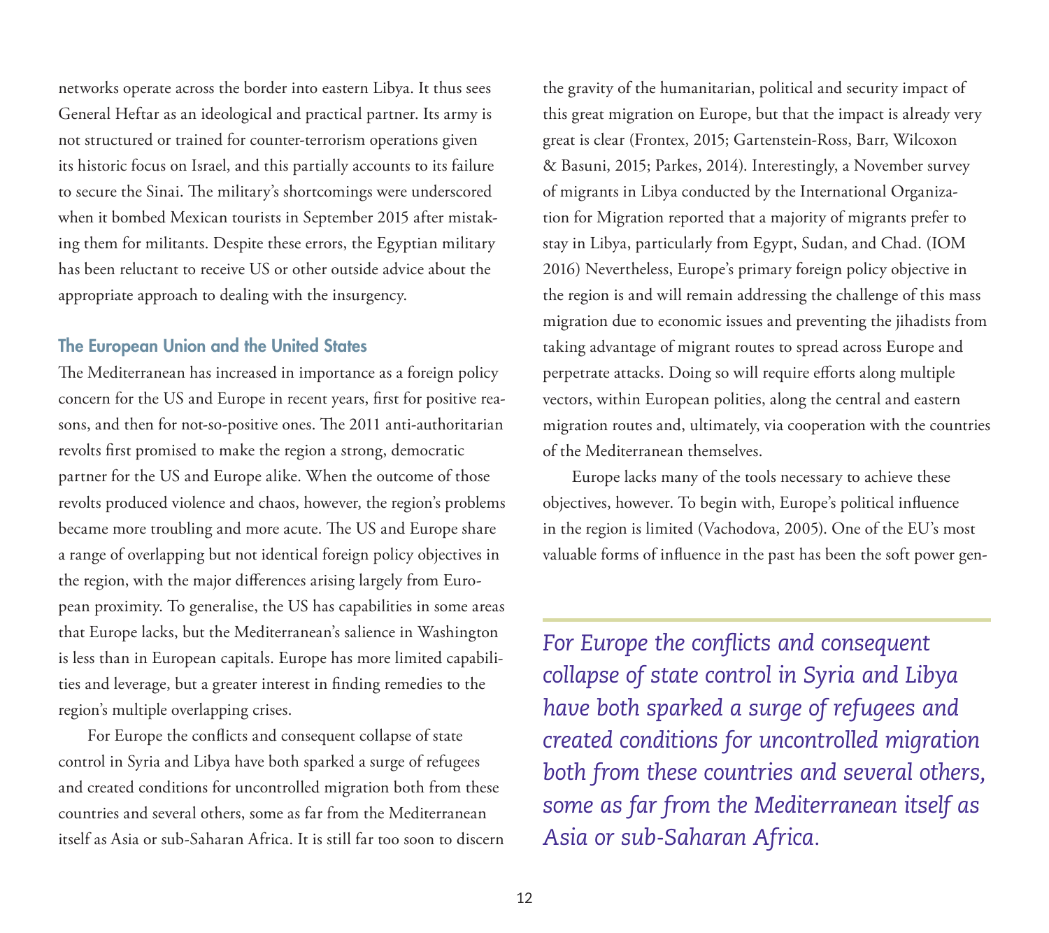networks operate across the border into eastern Libya. It thus sees General Heftar as an ideological and practical partner. Its army is not structured or trained for counter-terrorism operations given its historic focus on Israel, and this partially accounts to its failure to secure the Sinai. The military's shortcomings were underscored when it bombed Mexican tourists in September 2015 after mistaking them for militants. Despite these errors, the Egyptian military has been reluctant to receive US or other outside advice about the appropriate approach to dealing with the insurgency.

### The European Union and the United States

The Mediterranean has increased in importance as a foreign policy concern for the US and Europe in recent years, first for positive reasons, and then for not-so-positive ones. The 2011 anti-authoritarian revolts first promised to make the region a strong, democratic partner for the US and Europe alike. When the outcome of those revolts produced violence and chaos, however, the region's problems became more troubling and more acute. The US and Europe share a range of overlapping but not identical foreign policy objectives in the region, with the major differences arising largely from European proximity. To generalise, the US has capabilities in some areas that Europe lacks, but the Mediterranean's salience in Washington is less than in European capitals. Europe has more limited capabilities and leverage, but a greater interest in finding remedies to the region's multiple overlapping crises.

For Europe the conflicts and consequent collapse of state control in Syria and Libya have both sparked a surge of refugees and created conditions for uncontrolled migration both from these countries and several others, some as far from the Mediterranean itself as Asia or sub-Saharan Africa. It is still far too soon to discern the gravity of the humanitarian, political and security impact of this great migration on Europe, but that the impact is already very great is clear (Frontex, 2015; Gartenstein-Ross, Barr, Wilcoxon & Basuni, 2015; Parkes, 2014). Interestingly, a November survey of migrants in Libya conducted by the International Organization for Migration reported that a majority of migrants prefer to stay in Libya, particularly from Egypt, Sudan, and Chad. (IOM 2016) Nevertheless, Europe's primary foreign policy objective in the region is and will remain addressing the challenge of this mass migration due to economic issues and preventing the jihadists from taking advantage of migrant routes to spread across Europe and perpetrate attacks. Doing so will require efforts along multiple vectors, within European polities, along the central and eastern migration routes and, ultimately, via cooperation with the countries of the Mediterranean themselves.

Europe lacks many of the tools necessary to achieve these objectives, however. To begin with, Europe's political influence in the region is limited (Vachodova, 2005). One of the EU's most valuable forms of influence in the past has been the soft power gen-

> *For Europe the conflicts and consequent collapse of state control in Syria and Libya have both sparked a surge of refugees and created conditions for uncontrolled migration both from these countries and several others, some as far from the Mediterranean itself as Asia or sub-Saharan Africa.*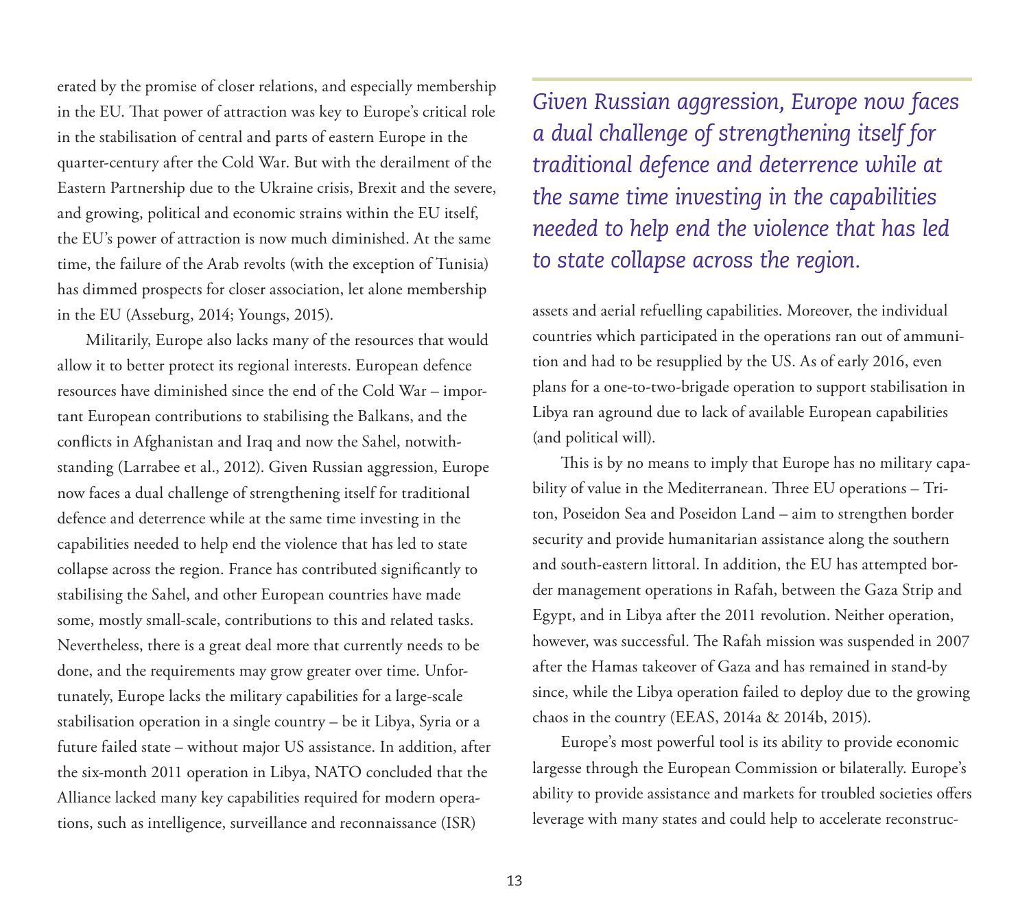erated by the promise of closer relations, and especially membership in the EU. That power of attraction was key to Europe's critical role in the stabilisation of central and parts of eastern Europe in the quarter-century after the Cold War. But with the derailment of the Eastern Partnership due to the Ukraine crisis, Brexit and the severe, and growing, political and economic strains within the EU itself, the EU's power of attraction is now much diminished. At the same time, the failure of the Arab revolts (with the exception of Tunisia) has dimmed prospects for closer association, let alone membership in the EU (Asseburg, 2014; Youngs, 2015).

Militarily, Europe also lacks many of the resources that would allow it to better protect its regional interests. European defence resources have diminished since the end of the Cold War – important European contributions to stabilising the Balkans, and the conflicts in Afghanistan and Iraq and now the Sahel, notwithstanding (Larrabee et al., 2012). Given Russian aggression, Europe now faces a dual challenge of strengthening itself for traditional defence and deterrence while at the same time investing in the capabilities needed to help end the violence that has led to state collapse across the region. France has contributed significantly to stabilising the Sahel, and other European countries have made some, mostly small-scale, contributions to this and related tasks. Nevertheless, there is a great deal more that currently needs to be done, and the requirements may grow greater over time. Unfortunately, Europe lacks the military capabilities for a large-scale stabilisation operation in a single country – be it Libya, Syria or a future failed state – without major US assistance. In addition, after the six-month 2011 operation in Libya, NATO concluded that the Alliance lacked many key capabilities required for modern operations, such as intelligence, surveillance and reconnaissance (ISR) assets and aerial refuelling capabilities. Moreover, the individual countries which participated in the operations ran out of ammunition and had to be resupplied by the US. As of early 2016, even plans for a one-to-two-brigade operation to support stabilisation in Libya ran aground due to lack of available European capabilities (and political will).

> *Given Russian aggression, Europe now faces a dual challenge of strengthening itself for traditional defence and deterrence while at the same time investing in the capabilities needed to help end the violence that has led to state collapse across the region.*

This is by no means to imply that Europe has no military capability of value in the Mediterranean. Three EU operations – Triton, Poseidon Sea and Poseidon Land – aim to strengthen border security and provide humanitarian assistance along the southern and south-eastern littoral. In addition, the EU has attempted border management operations in Rafah, between the Gaza Strip and Egypt, and in Libya after the 2011 revolution. Neither operation, however, was successful. The Rafah mission was suspended in 2007 after the Hamas takeover of Gaza and has remained in stand-by since, while the Libya operation failed to deploy due to the growing chaos in the country (EEAS, 2014a & 2014b, 2015).

Europe's most powerful tool is its ability to provide economic largesse through the European Commission or bilaterally. Europe's ability to provide assistance and markets for troubled societies offers leverage with many states and could help to accelerate reconstruc-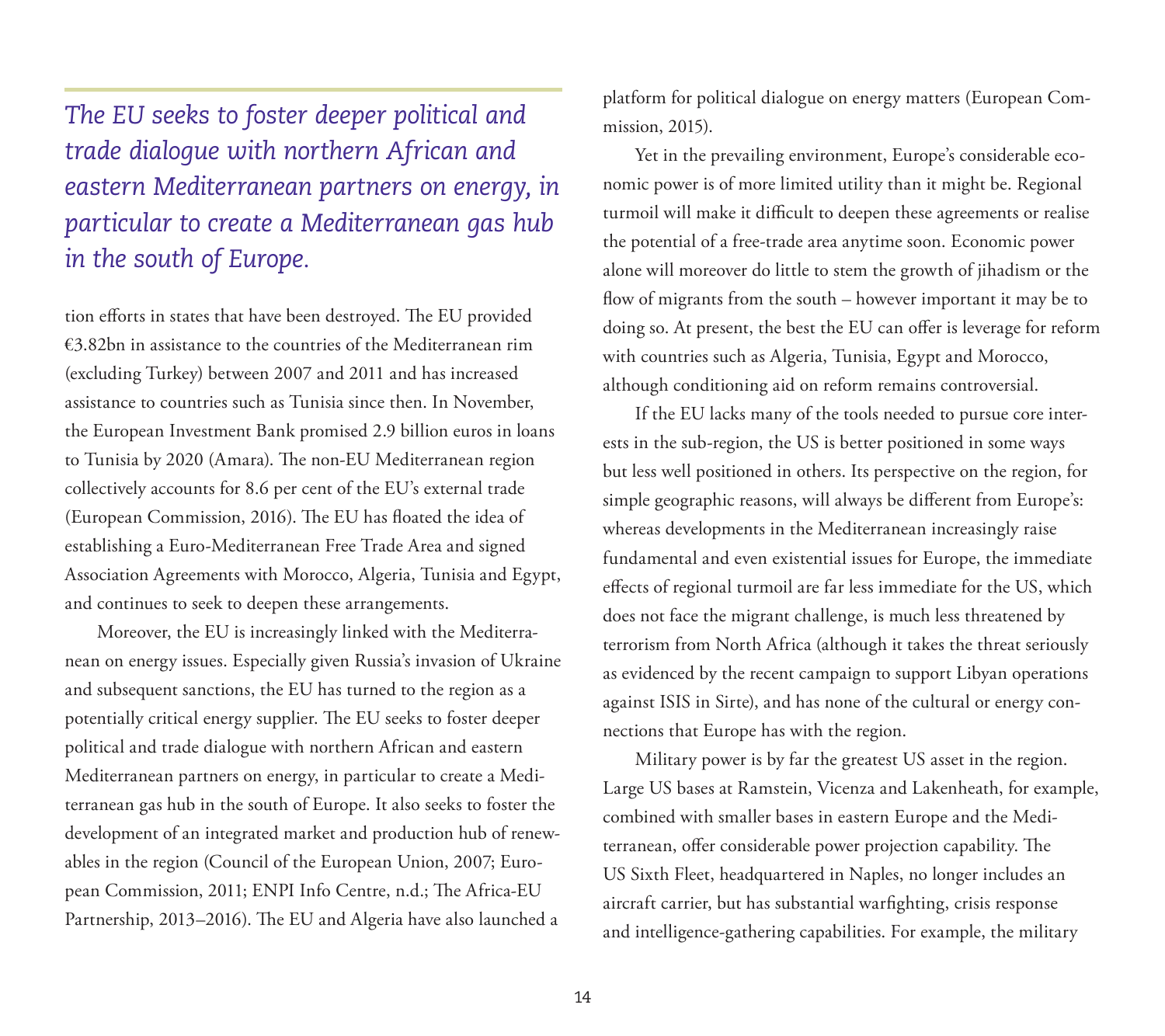*The EU seeks to foster deeper political and trade dialogue with northern African and eastern Mediterranean partners on energy, in particular to create a Mediterranean gas hub in the south of Europe.*

tion efforts in states that have been destroyed. The EU provided €3.82bn in assistance to the countries of the Mediterranean rim (excluding Turkey) between 2007 and 2011 and has increased assistance to countries such as Tunisia since then. In November, the European Investment Bank promised 2.9 billion euros in loans to Tunisia by 2020 (Amara). The non-EU Mediterranean region collectively accounts for 8.6 per cent of the EU's external trade (European Commission, 2016). The EU has floated the idea of establishing a Euro-Mediterranean Free Trade Area and signed Association Agreements with Morocco, Algeria, Tunisia and Egypt, and continues to seek to deepen these arrangements.

Moreover, the EU is increasingly linked with the Mediterranean on energy issues. Especially given Russia's invasion of Ukraine and subsequent sanctions, the EU has turned to the region as a potentially critical energy supplier. The EU seeks to foster deeper political and trade dialogue with northern African and eastern Mediterranean partners on energy, in particular to create a Mediterranean gas hub in the south of Europe. It also seeks to foster the development of an integrated market and production hub of renewables in the region (Council of the European Union, 2007; European Commission, 2011; ENPI Info Centre, n.d.; The Africa-EU Partnership, 2013–2016). The EU and Algeria have also launched a platform for political dialogue on energy matters (European Commission, 2015).

Yet in the prevailing environment, Europe's considerable economic power is of more limited utility than it might be. Regional turmoil will make it difficult to deepen these agreements or realise the potential of a free-trade area anytime soon. Economic power alone will moreover do little to stem the growth of jihadism or the flow of migrants from the south – however important it may be to doing so. At present, the best the EU can offer is leverage for reform with countries such as Algeria, Tunisia, Egypt and Morocco, although conditioning aid on reform remains controversial.

If the EU lacks many of the tools needed to pursue core interests in the sub-region, the US is better positioned in some ways but less well positioned in others. Its perspective on the region, for simple geographic reasons, will always be different from Europe's: whereas developments in the Mediterranean increasingly raise fundamental and even existential issues for Europe, the immediate effects of regional turmoil are far less immediate for the US, which does not face the migrant challenge, is much less threatened by terrorism from North Africa (although it takes the threat seriously as evidenced by the recent campaign to support Libyan operations against ISIS in Sirte), and has none of the cultural or energy connections that Europe has with the region.

Military power is by far the greatest US asset in the region. Large US bases at Ramstein, Vicenza and Lakenheath, for example, combined with smaller bases in eastern Europe and the Mediterranean, offer considerable power projection capability. The US Sixth Fleet, headquartered in Naples, no longer includes an aircraft carrier, but has substantial warfighting, crisis response and intelligence-gathering capabilities. For example, the military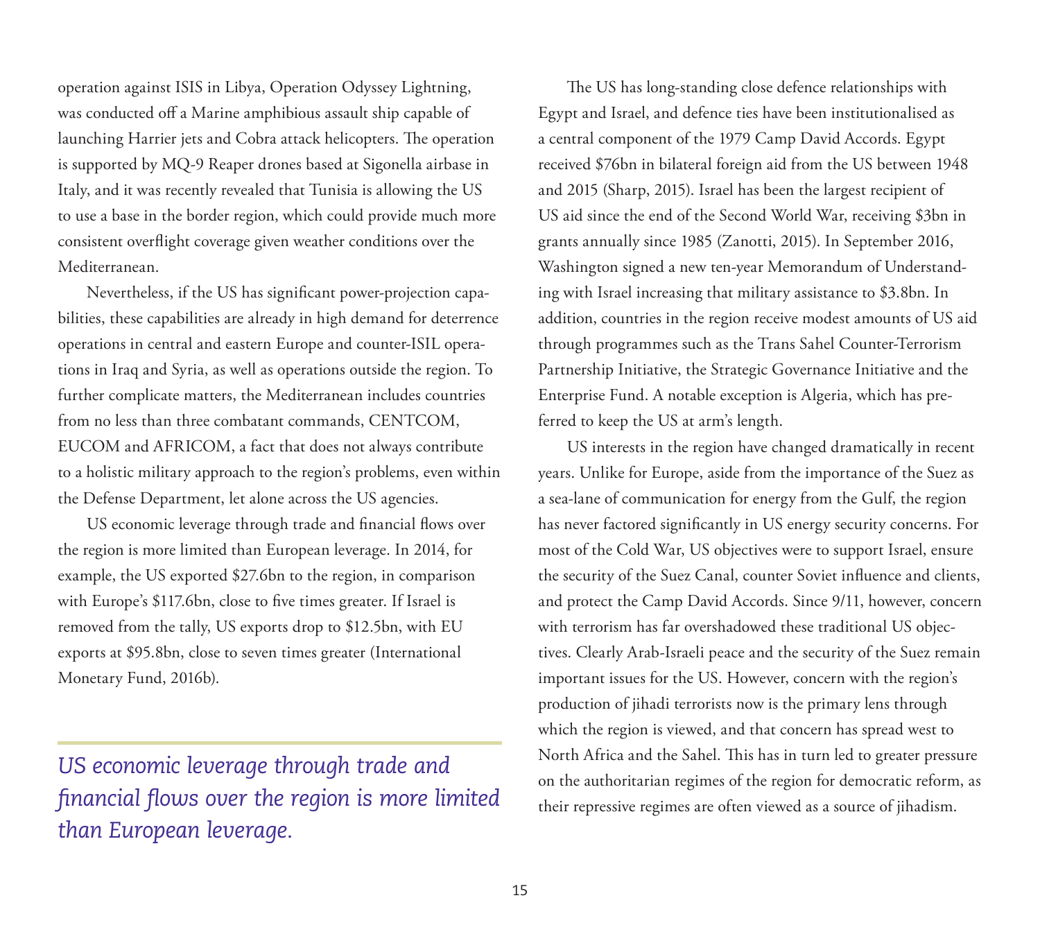operation against ISIS in Libya, Operation Odyssey Lightning, was conducted off a Marine amphibious assault ship capable of launching Harrier jets and Cobra attack helicopters. The operation is supported by MQ-9 Reaper drones based at Sigonella airbase in Italy, and it was recently revealed that Tunisia is allowing the US to use a base in the border region, which could provide much more consistent overflight coverage given weather conditions over the Mediterranean.

Nevertheless, if the US has significant power-projection capabilities, these capabilities are already in high demand for deterrence operations in central and eastern Europe and counter-ISIL operations in Iraq and Syria, as well as operations outside the region. To further complicate matters, the Mediterranean includes countries from no less than three combatant commands, CENTCOM, EUCOM and AFRICOM, a fact that does not always contribute to a holistic military approach to the region's problems, even within the Defense Department, let alone across the US agencies.

US economic leverage through trade and financial flows over the region is more limited than European leverage. In 2014, for example, the US exported $27.6bn to the region, in comparison with Europe's $117.6bn, close to five times greater. If Israel is removed from the tally, US exports drop to $12.5bn, with EU exports at $95.8bn, close to seven times greater (International Monetary Fund, 2016b).

*US economic leverage through trade and financial flows over the region is more limited than European leverage.*

The US has long-standing close defence relationships with Egypt and Israel, and defence ties have been institutionalised as a central component of the 1979 Camp David Accords. Egypt received $76bn in bilateral foreign aid from the US between 1948 and 2015 (Sharp, 2015). Israel has been the largest recipient of US aid since the end of the Second World War, receiving $3bn in grants annually since 1985 (Zanotti, 2015). In September 2016, Washington signed a new ten-year Memorandum of Understanding with Israel increasing that military assistance to $3.8bn. In addition, countries in the region receive modest amounts of US aid through programmes such as the Trans Sahel Counter-Terrorism Partnership Initiative, the Strategic Governance Initiative and the Enterprise Fund. A notable exception is Algeria, which has preferred to keep the US at arm's length.

US interests in the region have changed dramatically in recent years. Unlike for Europe, aside from the importance of the Suez as a sea-lane of communication for energy from the Gulf, the region has never factored significantly in US energy security concerns. For most of the Cold War, US objectives were to support Israel, ensure the security of the Suez Canal, counter Soviet influence and clients, and protect the Camp David Accords. Since 9/11, however, concern with terrorism has far overshadowed these traditional US objectives. Clearly Arab-Israeli peace and the security of the Suez remain important issues for the US. However, concern with the region's production of jihadi terrorists now is the primary lens through which the region is viewed, and that concern has spread west to North Africa and the Sahel. This has in turn led to greater pressure on the authoritarian regimes of the region for democratic reform, as their repressive regimes are often viewed as a source of jihadism.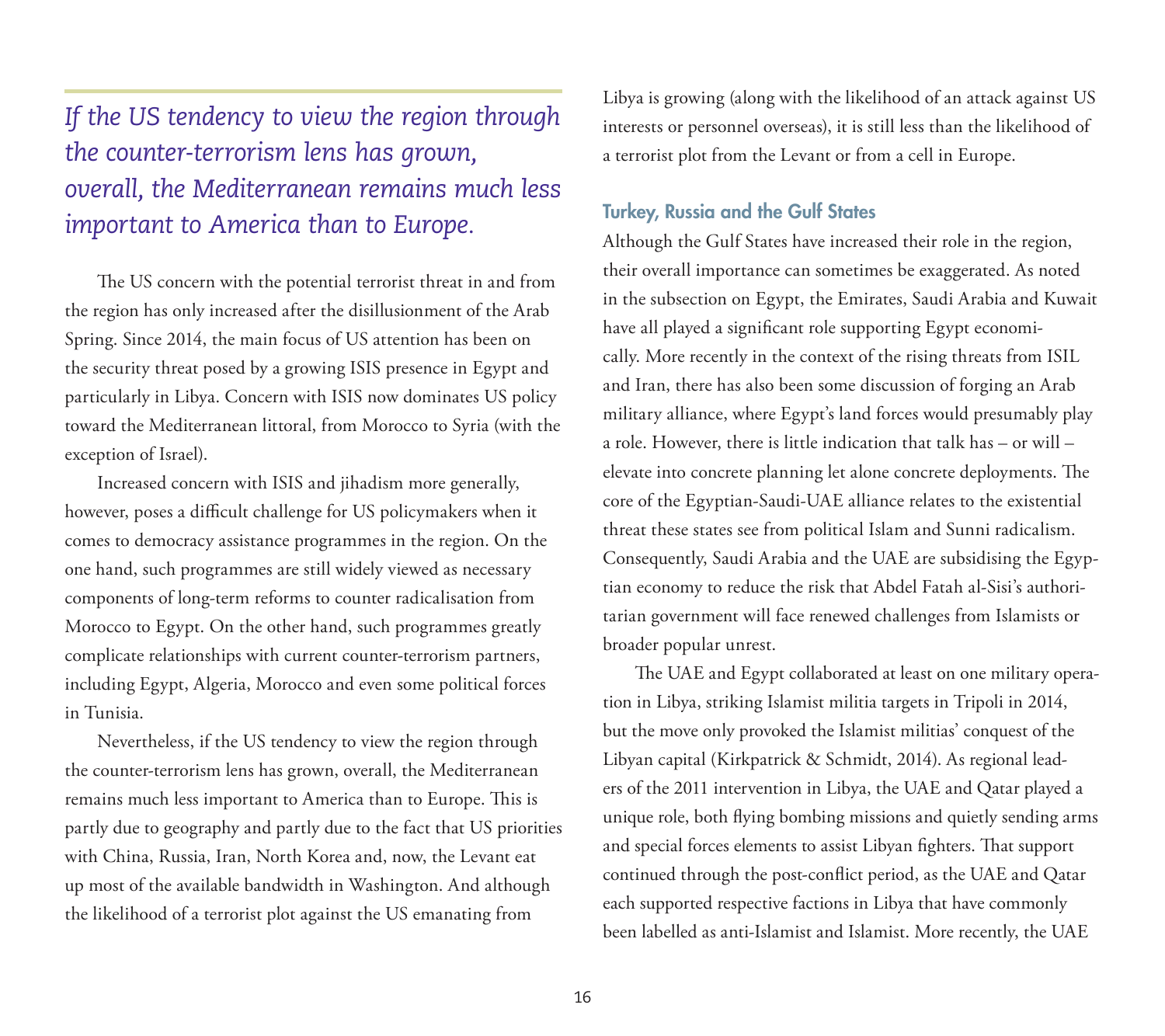*If the US tendency to view the region through the counter-terrorism lens has grown, overall, the Mediterranean remains much less important to America than to Europe.*

The US concern with the potential terrorist threat in and from the region has only increased after the disillusionment of the Arab Spring. Since 2014, the main focus of US attention has been on the security threat posed by a growing ISIS presence in Egypt and particularly in Libya. Concern with ISIS now dominates US policy toward the Mediterranean littoral, from Morocco to Syria (with the exception of Israel).

Increased concern with ISIS and jihadism more generally, however, poses a difficult challenge for US policymakers when it comes to democracy assistance programmes in the region. On the one hand, such programmes are still widely viewed as necessary components of long-term reforms to counter radicalisation from Morocco to Egypt. On the other hand, such programmes greatly complicate relationships with current counter-terrorism partners, including Egypt, Algeria, Morocco and even some political forces in Tunisia.

Nevertheless, if the US tendency to view the region through the counter-terrorism lens has grown, overall, the Mediterranean remains much less important to America than to Europe. This is partly due to geography and partly due to the fact that US priorities with China, Russia, Iran, North Korea and, now, the Levant eat up most of the available bandwidth in Washington. And although the likelihood of a terrorist plot against the US emanating from Libya is growing (along with the likelihood of an attack against US interests or personnel overseas), it is still less than the likelihood of a terrorist plot from the Levant or from a cell in Europe.

### Turkey, Russia and the Gulf States

Although the Gulf States have increased their role in the region, their overall importance can sometimes be exaggerated. As noted in the subsection on Egypt, the Emirates, Saudi Arabia and Kuwait have all played a significant role supporting Egypt economically. More recently in the context of the rising threats from ISIL and Iran, there has also been some discussion of forging an Arab military alliance, where Egypt's land forces would presumably play a role. However, there is little indication that talk has – or will – elevate into concrete planning let alone concrete deployments. The core of the Egyptian-Saudi-UAE alliance relates to the existential threat these states see from political Islam and Sunni radicalism. Consequently, Saudi Arabia and the UAE are subsidising the Egyptian economy to reduce the risk that Abdel Fatah al-Sisi's authoritarian government will face renewed challenges from Islamists or broader popular unrest.

The UAE and Egypt collaborated at least on one military operation in Libya, striking Islamist militia targets in Tripoli in 2014, but the move only provoked the Islamist militias' conquest of the Libyan capital (Kirkpatrick & Schmidt, 2014). As regional leaders of the 2011 intervention in Libya, the UAE and Qatar played a unique role, both flying bombing missions and quietly sending arms and special forces elements to assist Libyan fighters. That support continued through the post-conflict period, as the UAE and Qatar each supported respective factions in Libya that have commonly been labelled as anti-Islamist and Islamist. More recently, the UAE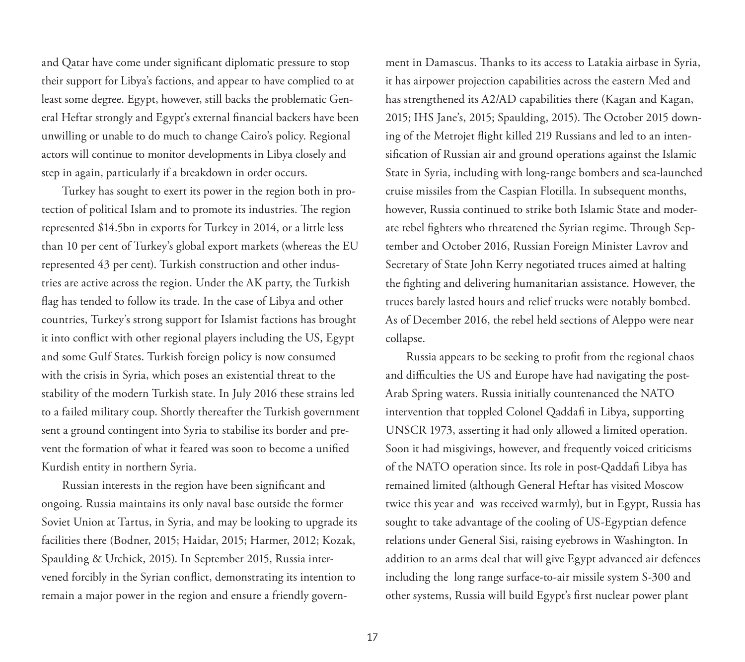and Qatar have come under significant diplomatic pressure to stop their support for Libya's factions, and appear to have complied to at least some degree. Egypt, however, still backs the problematic General Heftar strongly and Egypt's external financial backers have been unwilling or unable to do much to change Cairo's policy. Regional actors will continue to monitor developments in Libya closely and step in again, particularly if a breakdown in order occurs.

Turkey has sought to exert its power in the region both in protection of political Islam and to promote its industries. The region represented \$14.5bn in exports for Turkey in 2014, or a little less than 10 per cent of Turkey's global export markets (whereas the EU represented 43 per cent). Turkish construction and other industries are active across the region. Under the AK party, the Turkish flag has tended to follow its trade. In the case of Libya and other countries, Turkey's strong support for Islamist factions has brought it into conflict with other regional players including the US, Egypt and some Gulf States. Turkish foreign policy is now consumed with the crisis in Syria, which poses an existential threat to the stability of the modern Turkish state. In July 2016 these strains led to a failed military coup. Shortly thereafter the Turkish government sent a ground contingent into Syria to stabilise its border and prevent the formation of what it feared was soon to become a unified Kurdish entity in northern Syria.

Russian interests in the region have been significant and ongoing. Russia maintains its only naval base outside the former Soviet Union at Tartus, in Syria, and may be looking to upgrade its facilities there (Bodner, 2015; Haidar, 2015; Harmer, 2012; Kozak, Spaulding & Urchick, 2015). In September 2015, Russia intervened forcibly in the Syrian conflict, demonstrating its intention to remain a major power in the region and ensure a friendly government in Damascus. Thanks to its access to Latakia airbase in Syria, it has airpower projection capabilities across the eastern Med and has strengthened its A2/AD capabilities there (Kagan and Kagan, 2015; IHS Jane's, 2015; Spaulding, 2015). The October 2015 downing of the Metrojet flight killed 219 Russians and led to an intensification of Russian air and ground operations against the Islamic State in Syria, including with long-range bombers and sea-launched cruise missiles from the Caspian Flotilla. In subsequent months, however, Russia continued to strike both Islamic State and moderate rebel fighters who threatened the Syrian regime. Through September and October 2016, Russian Foreign Minister Lavrov and Secretary of State John Kerry negotiated truces aimed at halting the fighting and delivering humanitarian assistance. However, the truces barely lasted hours and relief trucks were notably bombed. As of December 2016, the rebel held sections of Aleppo were near collapse.

Russia appears to be seeking to profit from the regional chaos and difficulties the US and Europe have had navigating the post-Arab Spring waters. Russia initially countenanced the NATO intervention that toppled Colonel Qaddafi in Libya, supporting UNSCR 1973, asserting it had only allowed a limited operation. Soon it had misgivings, however, and frequently voiced criticisms of the NATO operation since. Its role in post-Qaddafi Libya has remained limited (although General Heftar has visited Moscow twice this year and was received warmly), but in Egypt, Russia has sought to take advantage of the cooling of US-Egyptian defence relations under General Sisi, raising eyebrows in Washington. In addition to an arms deal that will give Egypt advanced air defences including the long range surface-to-air missile system S-300 and other systems, Russia will build Egypt's first nuclear power plant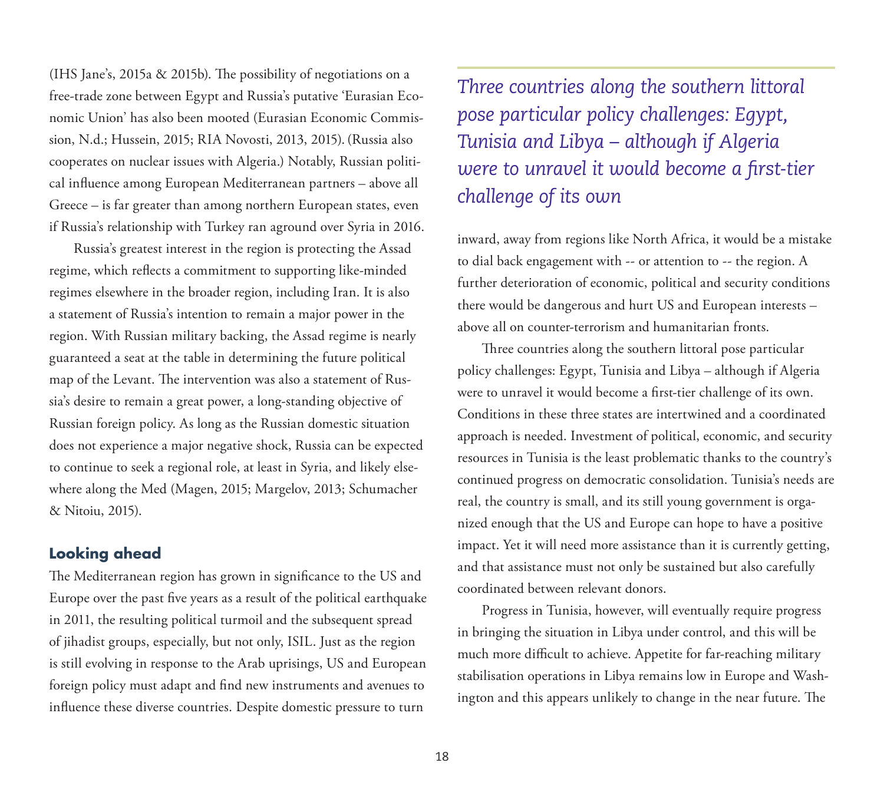(IHS Jane's, 2015a & 2015b). The possibility of negotiations on a free-trade zone between Egypt and Russia's putative 'Eurasian Economic Union' has also been mooted (Eurasian Economic Commission, N.d.; Hussein, 2015; RIA Novosti, 2013, 2015). (Russia also cooperates on nuclear issues with Algeria.) Notably, Russian political influence among European Mediterranean partners – above all Greece – is far greater than among northern European states, even if Russia's relationship with Turkey ran aground over Syria in 2016.

Russia's greatest interest in the region is protecting the Assad regime, which reflects a commitment to supporting like-minded regimes elsewhere in the broader region, including Iran. It is also a statement of Russia's intention to remain a major power in the region. With Russian military backing, the Assad regime is nearly guaranteed a seat at the table in determining the future political map of the Levant. The intervention was also a statement of Russia's desire to remain a great power, a long-standing objective of Russian foreign policy. As long as the Russian domestic situation does not experience a major negative shock, Russia can be expected to continue to seek a regional role, at least in Syria, and likely elsewhere along the Med (Magen, 2015; Margelov, 2013; Schumacher & Nitoiu, 2015).

## Looking ahead

The Mediterranean region has grown in significance to the US and Europe over the past five years as a result of the political earthquake in 2011, the resulting political turmoil and the subsequent spread of jihadist groups, especially, but not only, ISIL. Just as the region is still evolving in response to the Arab uprisings, US and European foreign policy must adapt and find new instruments and avenues to influence these diverse countries. Despite domestic pressure to turn inward, away from regions like North Africa, it would be a mistake to dial back engagement with -- or attention to -- the region. A further deterioration of economic, political and security conditions there would be dangerous and hurt US and European interests – above all on counter-terrorism and humanitarian fronts.

> *Three countries along the southern littoral pose particular policy challenges: Egypt, Tunisia and Libya – although if Algeria were to unravel it would become a first-tier challenge of its own*

Three countries along the southern littoral pose particular policy challenges: Egypt, Tunisia and Libya – although if Algeria were to unravel it would become a first-tier challenge of its own. Conditions in these three states are intertwined and a coordinated approach is needed. Investment of political, economic, and security resources in Tunisia is the least problematic thanks to the country's continued progress on democratic consolidation. Tunisia's needs are real, the country is small, and its still young government is organized enough that the US and Europe can hope to have a positive impact. Yet it will need more assistance than it is currently getting, and that assistance must not only be sustained but also carefully coordinated between relevant donors.

Progress in Tunisia, however, will eventually require progress in bringing the situation in Libya under control, and this will be much more difficult to achieve. Appetite for far-reaching military stabilisation operations in Libya remains low in Europe and Washington and this appears unlikely to change in the near future. The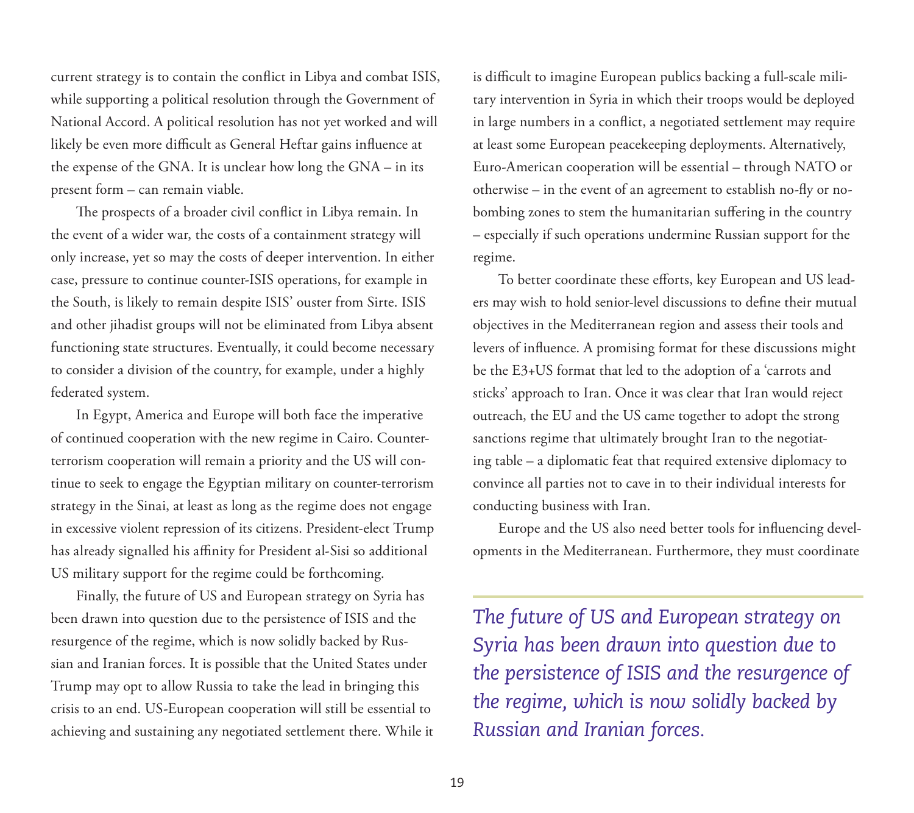current strategy is to contain the conflict in Libya and combat ISIS, while supporting a political resolution through the Government of National Accord. A political resolution has not yet worked and will likely be even more difficult as General Heftar gains influence at the expense of the GNA. It is unclear how long the GNA – in its present form – can remain viable.

The prospects of a broader civil conflict in Libya remain. In the event of a wider war, the costs of a containment strategy will only increase, yet so may the costs of deeper intervention. In either case, pressure to continue counter-ISIS operations, for example in the South, is likely to remain despite ISIS' ouster from Sirte. ISIS and other jihadist groups will not be eliminated from Libya absent functioning state structures. Eventually, it could become necessary to consider a division of the country, for example, under a highly federated system.

In Egypt, America and Europe will both face the imperative of continued cooperation with the new regime in Cairo. Counter-terrorism cooperation will remain a priority and the US will continue to seek to engage the Egyptian military on counter-terrorism strategy in the Sinai, at least as long as the regime does not engage in excessive violent repression of its citizens. President-elect Trump has already signalled his affinity for President al-Sisi so additional US military support for the regime could be forthcoming.

Finally, the future of US and European strategy on Syria has been drawn into question due to the persistence of ISIS and the resurgence of the regime, which is now solidly backed by Russian and Iranian forces. It is possible that the United States under Trump may opt to allow Russia to take the lead in bringing this crisis to an end. US-European cooperation will still be essential to achieving and sustaining any negotiated settlement there. While it is difficult to imagine European publics backing a full-scale military intervention in Syria in which their troops would be deployed in large numbers in a conflict, a negotiated settlement may require at least some European peacekeeping deployments. Alternatively, Euro-American cooperation will be essential – through NATO or otherwise – in the event of an agreement to establish no-fly or no-bombing zones to stem the humanitarian suffering in the country – especially if such operations undermine Russian support for the regime.

To better coordinate these efforts, key European and US leaders may wish to hold senior-level discussions to define their mutual objectives in the Mediterranean region and assess their tools and levers of influence. A promising format for these discussions might be the E3+US format that led to the adoption of a 'carrots and sticks' approach to Iran. Once it was clear that Iran would reject outreach, the EU and the US came together to adopt the strong sanctions regime that ultimately brought Iran to the negotiating table – a diplomatic feat that required extensive diplomacy to convince all parties not to cave in to their individual interests for conducting business with Iran.

Europe and the US also need better tools for influencing developments in the Mediterranean. Furthermore, they must coordinate

*The future of US and European strategy on Syria has been drawn into question due to the persistence of ISIS and the resurgence of the regime, which is now solidly backed by Russian and Iranian forces.*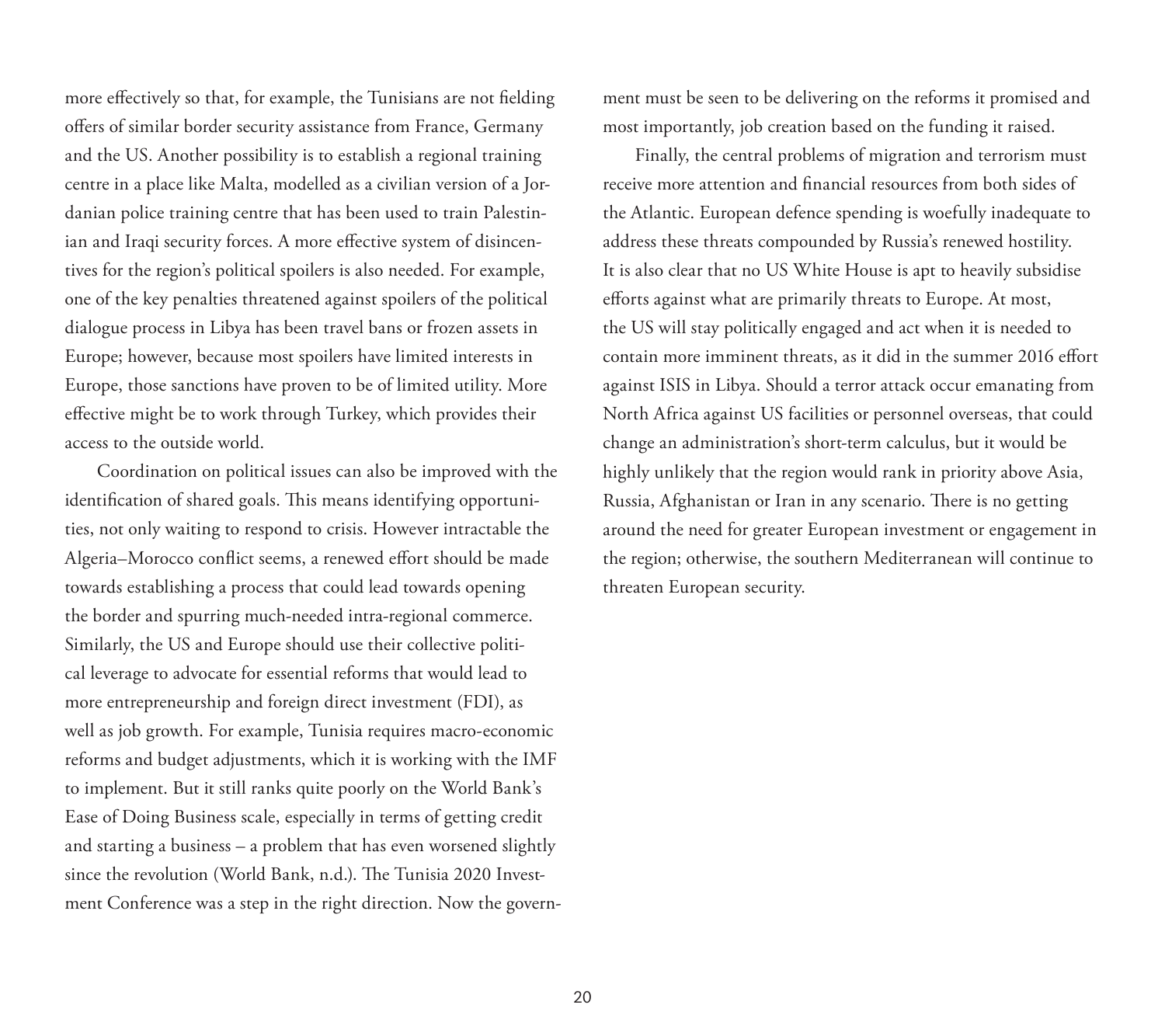more effectively so that, for example, the Tunisians are not fielding offers of similar border security assistance from France, Germany and the US. Another possibility is to establish a regional training centre in a place like Malta, modelled as a civilian version of a Jordanian police training centre that has been used to train Palestinian and Iraqi security forces. A more effective system of disincentives for the region's political spoilers is also needed. For example, one of the key penalties threatened against spoilers of the political dialogue process in Libya has been travel bans or frozen assets in Europe; however, because most spoilers have limited interests in Europe, those sanctions have proven to be of limited utility. More effective might be to work through Turkey, which provides their access to the outside world.

Coordination on political issues can also be improved with the identification of shared goals. This means identifying opportunities, not only waiting to respond to crisis. However intractable the Algeria–Morocco conflict seems, a renewed effort should be made towards establishing a process that could lead towards opening the border and spurring much-needed intra-regional commerce. Similarly, the US and Europe should use their collective political leverage to advocate for essential reforms that would lead to more entrepreneurship and foreign direct investment (FDI), as well as job growth. For example, Tunisia requires macro-economic reforms and budget adjustments, which it is working with the IMF to implement. But it still ranks quite poorly on the World Bank's Ease of Doing Business scale, especially in terms of getting credit and starting a business – a problem that has even worsened slightly since the revolution (World Bank, n.d.). The Tunisia 2020 Investment Conference was a step in the right direction. Now the government must be seen to be delivering on the reforms it promised and most importantly, job creation based on the funding it raised.

Finally, the central problems of migration and terrorism must receive more attention and financial resources from both sides of the Atlantic. European defence spending is woefully inadequate to address these threats compounded by Russia's renewed hostility. It is also clear that no US White House is apt to heavily subsidise efforts against what are primarily threats to Europe. At most, the US will stay politically engaged and act when it is needed to contain more imminent threats, as it did in the summer 2016 effort against ISIS in Libya. Should a terror attack occur emanating from North Africa against US facilities or personnel overseas, that could change an administration's short-term calculus, but it would be highly unlikely that the region would rank in priority above Asia, Russia, Afghanistan or Iran in any scenario. There is no getting around the need for greater European investment or engagement in the region; otherwise, the southern Mediterranean will continue to threaten European security.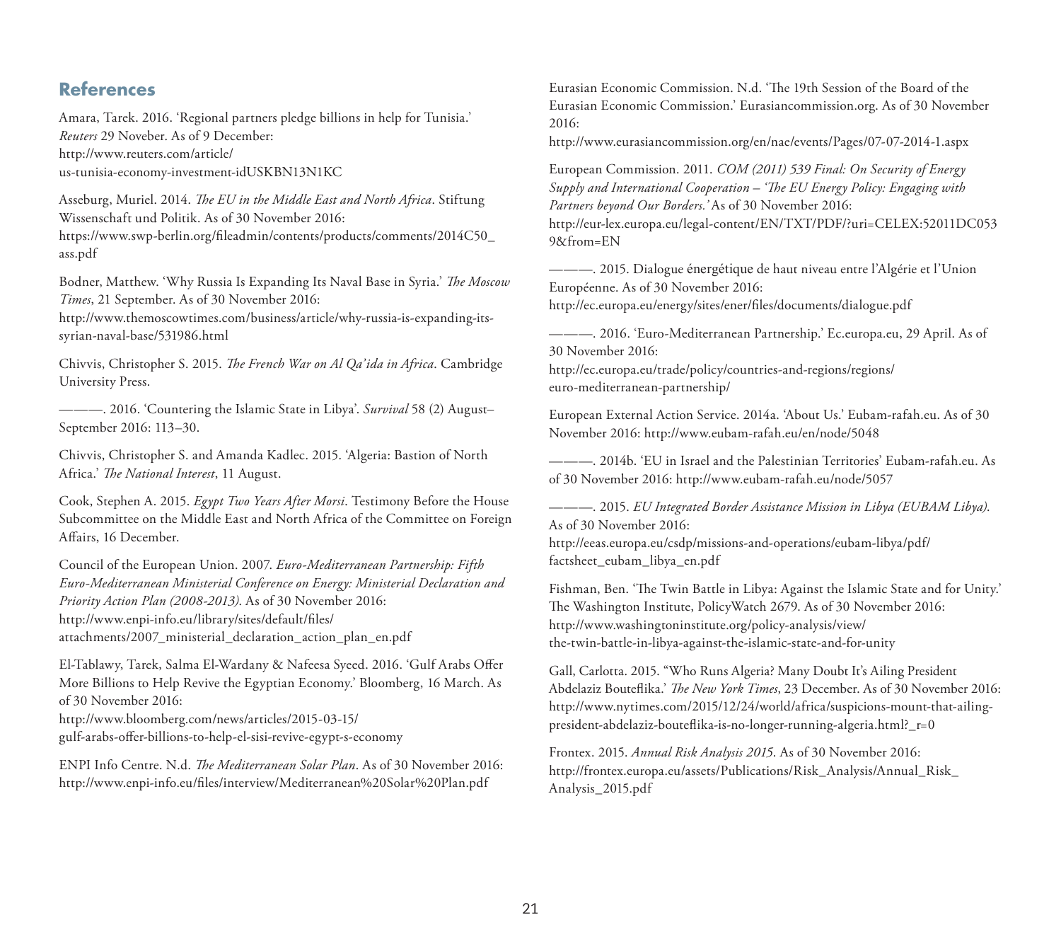## References

Amara, Tarek. 2016. 'Regional partners pledge billions in help for Tunisia.' *Reuters* 29 Noveber. As of 9 December: http://www.reuters.com/article/us-tunisia-economy-investment-idUSKBN13N1KC

Asseburg, Muriel. 2014. *The EU in the Middle East and North Africa*. Stiftung Wissenschaft und Politik. As of 30 November 2016: https://www.swp-berlin.org/fileadmin/contents/products/comments/2014C50_ass.pdf

Bodner, Matthew. 'Why Russia Is Expanding Its Naval Base in Syria.' *The Moscow Times*, 21 September. As of 30 November 2016: http://www.themoscowtimes.com/business/article/why-russia-is-expanding-its-syrian-naval-base/531986.html

Chivvis, Christopher S. 2015. *The French War on Al Qa'ida in Africa*. Cambridge University Press.

———. 2016. 'Countering the Islamic State in Libya'. *Survival* 58 (2) August–September 2016: 113–30.

Chivvis, Christopher S. and Amanda Kadlec. 2015. 'Algeria: Bastion of North Africa.' *The National Interest*, 11 August.

Cook, Stephen A. 2015. *Egypt Two Years After Morsi*. Testimony Before the House Subcommittee on the Middle East and North Africa of the Committee on Foreign Affairs, 16 December.

Council of the European Union. 2007. *Euro-Mediterranean Partnership: Fifth Euro-Mediterranean Ministerial Conference on Energy: Ministerial Declaration and Priority Action Plan (2008-2013)*. As of 30 November 2016: http://www.enpi-info.eu/library/sites/default/files/attachments/2007_ministerial_declaration_action_plan_en.pdf

El-Tablawy, Tarek, Salma El-Wardany & Nafeesa Syeed. 2016. 'Gulf Arabs Offer More Billions to Help Revive the Egyptian Economy.' Bloomberg, 16 March. As of 30 November 2016: http://www.bloomberg.com/news/articles/2015-03-15/gulf-arabs-offer-billions-to-help-el-sisi-revive-egypt-s-economy

ENPI Info Centre. N.d. *The Mediterranean Solar Plan*. As of 30 November 2016: http://www.enpi-info.eu/files/interview/Mediterranean%20Solar%20Plan.pdf

Eurasian Economic Commission. N.d. 'The 19th Session of the Board of the Eurasian Economic Commission.' Eurasiancommission.org. As of 30 November 2016: http://www.eurasiancommission.org/en/nae/events/Pages/07-07-2014-1.aspx

European Commission. 2011. *COM (2011) 539 Final: On Security of Energy Supply and International Cooperation – 'The EU Energy Policy: Engaging with Partners beyond Our Borders.'* As of 30 November 2016: http://eur-lex.europa.eu/legal-content/EN/TXT/PDF/?uri=CELEX:52011DC0539&from=EN

———. 2015. Dialogue énergétique de haut niveau entre l'Algérie et l'Union Européenne. As of 30 November 2016: http://ec.europa.eu/energy/sites/ener/files/documents/dialogue.pdf

———. 2016. 'Euro-Mediterranean Partnership.' Ec.europa.eu, 29 April. As of 30 November 2016: http://ec.europa.eu/trade/policy/countries-and-regions/regions/euro-mediterranean-partnership/

European External Action Service. 2014a. 'About Us.' Eubam-rafah.eu. As of 30 November 2016: http://www.eubam-rafah.eu/en/node/5048

———. 2014b. 'EU in Israel and the Palestinian Territories' Eubam-rafah.eu. As of 30 November 2016: http://www.eubam-rafah.eu/node/5057

———. 2015. *EU Integrated Border Assistance Mission in Libya (EUBAM Libya)*. As of 30 November 2016: http://eeas.europa.eu/csdp/missions-and-operations/eubam-libya/pdf/factsheet_eubam_libya_en.pdf

Fishman, Ben. 'The Twin Battle in Libya: Against the Islamic State and for Unity.' The Washington Institute, PolicyWatch 2679. As of 30 November 2016: http://www.washingtoninstitute.org/policy-analysis/view/the-twin-battle-in-libya-against-the-islamic-state-and-for-unity

Gall, Carlotta. 2015. "Who Runs Algeria? Many Doubt It's Ailing President Abdelaziz Bouteflika.' *The New York Times*, 23 December. As of 30 November 2016: http://www.nytimes.com/2015/12/24/world/africa/suspicions-mount-that-ailing-president-abdelaziz-bouteflika-is-no-longer-running-algeria.html?_r=0

Frontex. 2015. *Annual Risk Analysis 2015*. As of 30 November 2016: http://frontex.europa.eu/assets/Publications/Risk_Analysis/Annual_Risk_Analysis_2015.pdf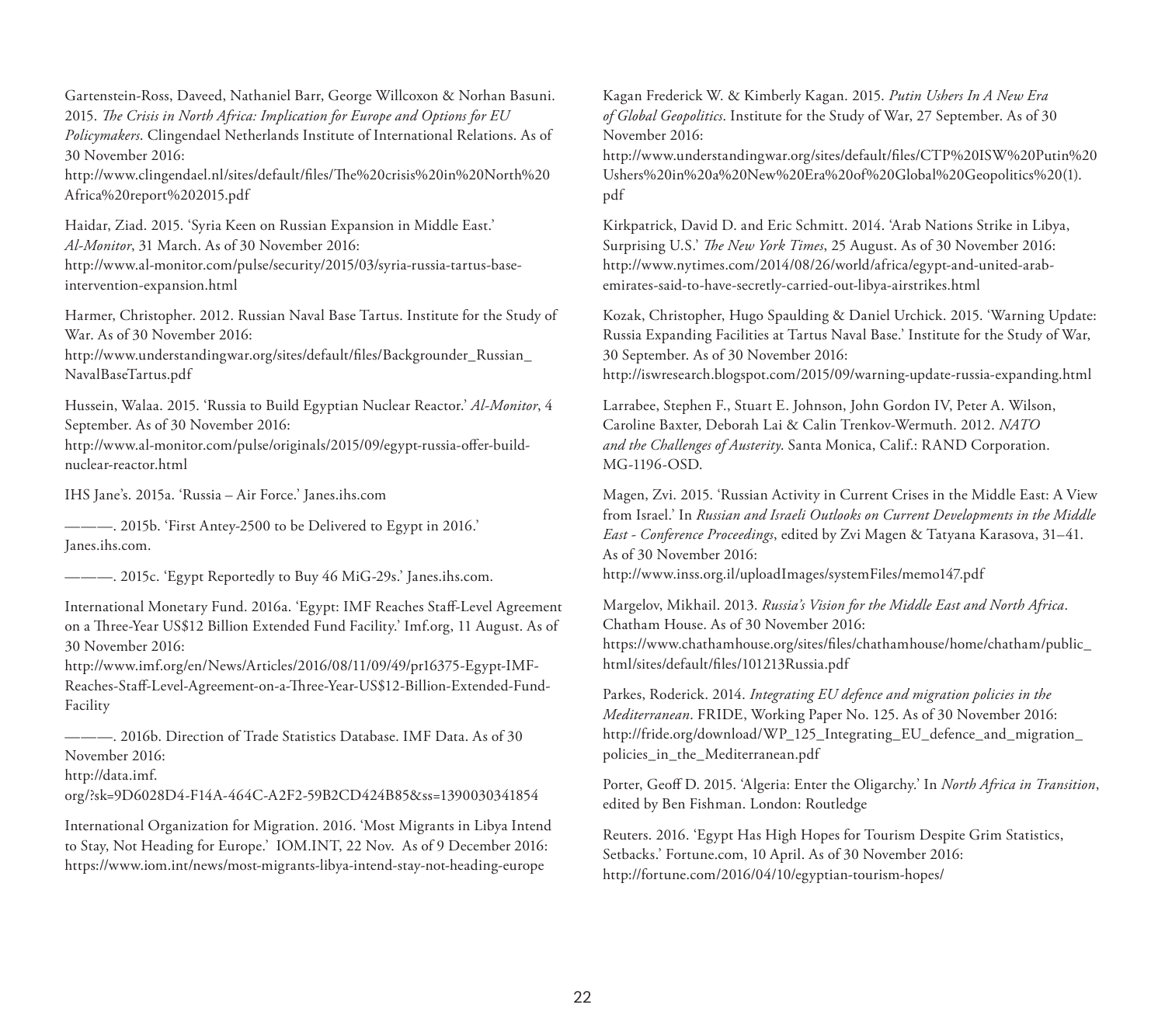Gartenstein-Ross, Daveed, Nathaniel Barr, George Willcoxon & Norhan Basuni. 2015. *The Crisis in North Africa: Implication for Europe and Options for EU Policymakers*. Clingendael Netherlands Institute of International Relations. As of 30 November 2016:
http://www.clingendael.nl/sites/default/files/The%20crisis%20in%20North%20Africa%20report%202015.pdf

Haidar, Ziad. 2015. 'Syria Keen on Russian Expansion in Middle East.' *Al-Monitor*, 31 March. As of 30 November 2016:
http://www.al-monitor.com/pulse/security/2015/03/syria-russia-tartus-base-intervention-expansion.html

Harmer, Christopher. 2012. Russian Naval Base Tartus. Institute for the Study of War. As of 30 November 2016:
http://www.understandingwar.org/sites/default/files/Backgrounder_Russian_NavalBaseTartus.pdf

Hussein, Walaa. 2015. 'Russia to Build Egyptian Nuclear Reactor.' *Al-Monitor*, 4 September. As of 30 November 2016:
http://www.al-monitor.com/pulse/originals/2015/09/egypt-russia-offer-build-nuclear-reactor.html

IHS Jane's. 2015a. 'Russia – Air Force.' Janes.ihs.com

———. 2015b. 'First Antey-2500 to be Delivered to Egypt in 2016.' Janes.ihs.com.

———. 2015c. 'Egypt Reportedly to Buy 46 MiG-29s.' Janes.ihs.com.

International Monetary Fund. 2016a. 'Egypt: IMF Reaches Staff-Level Agreement on a Three-Year US$12 Billion Extended Fund Facility.' Imf.org, 11 August. As of 30 November 2016:
http://www.imf.org/en/News/Articles/2016/08/11/09/49/pr16375-Egypt-IMF-Reaches-Staff-Level-Agreement-on-a-Three-Year-US$12-Billion-Extended-Fund-Facility

———. 2016b. Direction of Trade Statistics Database. IMF Data. As of 30 November 2016:
http://data.imf.org/?sk=9D6028D4-F14A-464C-A2F2-59B2CD424B85&ss=1390030341854

International Organization for Migration. 2016. 'Most Migrants in Libya Intend to Stay, Not Heading for Europe.' IOM.INT, 22 Nov. As of 9 December 2016:
https://www.iom.int/news/most-migrants-libya-intend-stay-not-heading-europe

Kagan Frederick W. & Kimberly Kagan. 2015. *Putin Ushers In A New Era of Global Geopolitics*. Institute for the Study of War, 27 September. As of 30 November 2016:
http://www.understandingwar.org/sites/default/files/CTP%20ISW%20Putin%20Ushers%20in%20a%20New%20Era%20of%20Global%20Geopolitics%20(1).pdf

Kirkpatrick, David D. and Eric Schmitt. 2014. 'Arab Nations Strike in Libya, Surprising U.S.' *The New York Times*, 25 August. As of 30 November 2016:
http://www.nytimes.com/2014/08/26/world/africa/egypt-and-united-arab-emirates-said-to-have-secretly-carried-out-libya-airstrikes.html

Kozak, Christopher, Hugo Spaulding & Daniel Urchick. 2015. 'Warning Update: Russia Expanding Facilities at Tartus Naval Base.' Institute for the Study of War, 30 September. As of 30 November 2016:
http://iswresearch.blogspot.com/2015/09/warning-update-russia-expanding.html

Larrabee, Stephen F., Stuart E. Johnson, John Gordon IV, Peter A. Wilson, Caroline Baxter, Deborah Lai & Calin Trenkov-Wermuth. 2012. *NATO and the Challenges of Austerity*. Santa Monica, Calif.: RAND Corporation. MG-1196-OSD.

Magen, Zvi. 2015. 'Russian Activity in Current Crises in the Middle East: A View from Israel.' In *Russian and Israeli Outlooks on Current Developments in the Middle East - Conference Proceedings*, edited by Zvi Magen & Tatyana Karasova, 31–41. As of 30 November 2016:
http://www.inss.org.il/uploadImages/systemFiles/memo147.pdf

Margelov, Mikhail. 2013. *Russia's Vision for the Middle East and North Africa*. Chatham House. As of 30 November 2016:
https://www.chathamhouse.org/sites/files/chathamhouse/home/chatham/public_html/sites/default/files/101213Russia.pdf

Parkes, Roderick. 2014. *Integrating EU defence and migration policies in the Mediterranean*. FRIDE, Working Paper No. 125. As of 30 November 2016:
http://fride.org/download/WP_125_Integrating_EU_defence_and_migration_policies_in_the_Mediterranean.pdf

Porter, Geoff D. 2015. 'Algeria: Enter the Oligarchy.' In *North Africa in Transition*, edited by Ben Fishman. London: Routledge

Reuters. 2016. 'Egypt Has High Hopes for Tourism Despite Grim Statistics, Setbacks.' Fortune.com, 10 April. As of 30 November 2016:
http://fortune.com/2016/04/10/egyptian-tourism-hopes/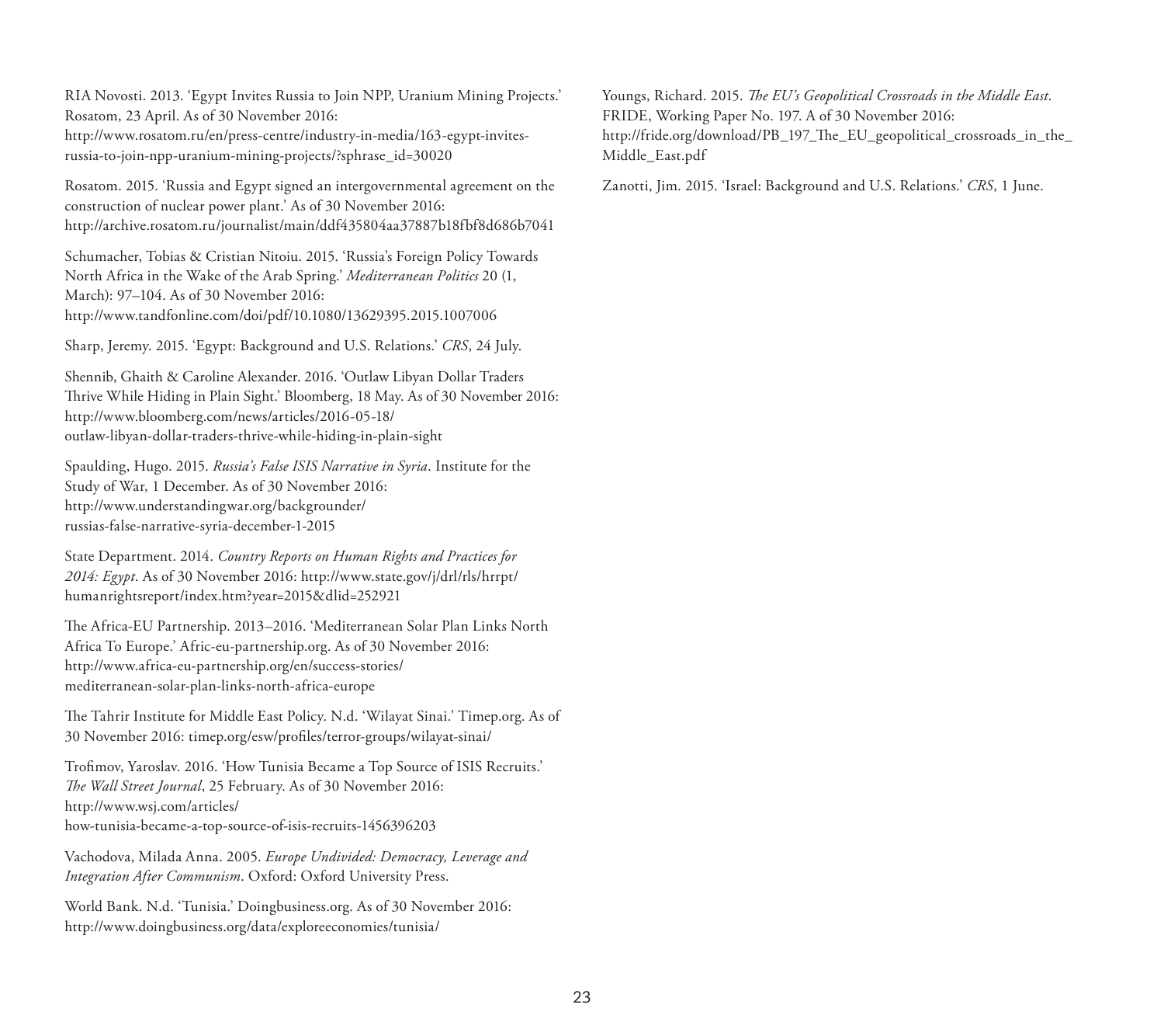RIA Novosti. 2013. 'Egypt Invites Russia to Join NPP, Uranium Mining Projects.' Rosatom, 23 April. As of 30 November 2016: http://www.rosatom.ru/en/press-centre/industry-in-media/163-egypt-invites-russia-to-join-npp-uranium-mining-projects/?sphrase_id=30020

Rosatom. 2015. 'Russia and Egypt signed an intergovernmental agreement on the construction of nuclear power plant.' As of 30 November 2016: http://archive.rosatom.ru/journalist/main/ddf435804aa37887b18fbf8d686b7041

Schumacher, Tobias & Cristian Nitoiu. 2015. 'Russia's Foreign Policy Towards North Africa in the Wake of the Arab Spring.' *Mediterranean Politics* 20 (1, March): 97–104. As of 30 November 2016: http://www.tandfonline.com/doi/pdf/10.1080/13629395.2015.1007006

Sharp, Jeremy. 2015. 'Egypt: Background and U.S. Relations.' *CRS*, 24 July.

Shennib, Ghaith & Caroline Alexander. 2016. 'Outlaw Libyan Dollar Traders Thrive While Hiding in Plain Sight.' Bloomberg, 18 May. As of 30 November 2016: http://www.bloomberg.com/news/articles/2016-05-18/outlaw-libyan-dollar-traders-thrive-while-hiding-in-plain-sight

Spaulding, Hugo. 2015. *Russia's False ISIS Narrative in Syria*. Institute for the Study of War, 1 December. As of 30 November 2016: http://www.understandingwar.org/backgrounder/russias-false-narrative-syria-december-1-2015

State Department. 2014. *Country Reports on Human Rights and Practices for 2014: Egypt*. As of 30 November 2016: http://www.state.gov/j/drl/rls/hrrpt/humanrightsreport/index.htm?year=2015&dlid=252921

The Africa-EU Partnership. 2013–2016. 'Mediterranean Solar Plan Links North Africa To Europe.' Afric-eu-partnership.org. As of 30 November 2016: http://www.africa-eu-partnership.org/en/success-stories/mediterranean-solar-plan-links-north-africa-europe

The Tahrir Institute for Middle East Policy. N.d. 'Wilayat Sinai.' Timep.org. As of 30 November 2016: timep.org/esw/profiles/terror-groups/wilayat-sinai/

Trofimov, Yaroslav. 2016. 'How Tunisia Became a Top Source of ISIS Recruits.' *The Wall Street Journal*, 25 February. As of 30 November 2016: http://www.wsj.com/articles/how-tunisia-became-a-top-source-of-isis-recruits-1456396203

Vachodova, Milada Anna. 2005. *Europe Undivided: Democracy, Leverage and Integration After Communism*. Oxford: Oxford University Press.

World Bank. N.d. 'Tunisia.' Doingbusiness.org. As of 30 November 2016: http://www.doingbusiness.org/data/exploreeconomies/tunisia/

Youngs, Richard. 2015. *The EU's Geopolitical Crossroads in the Middle East*. FRIDE, Working Paper No. 197. A of 30 November 2016: http://fride.org/download/PB_197_The_EU_geopolitical_crossroads_in_the_Middle_East.pdf

Zanotti, Jim. 2015. 'Israel: Background and U.S. Relations.' *CRS*, 1 June.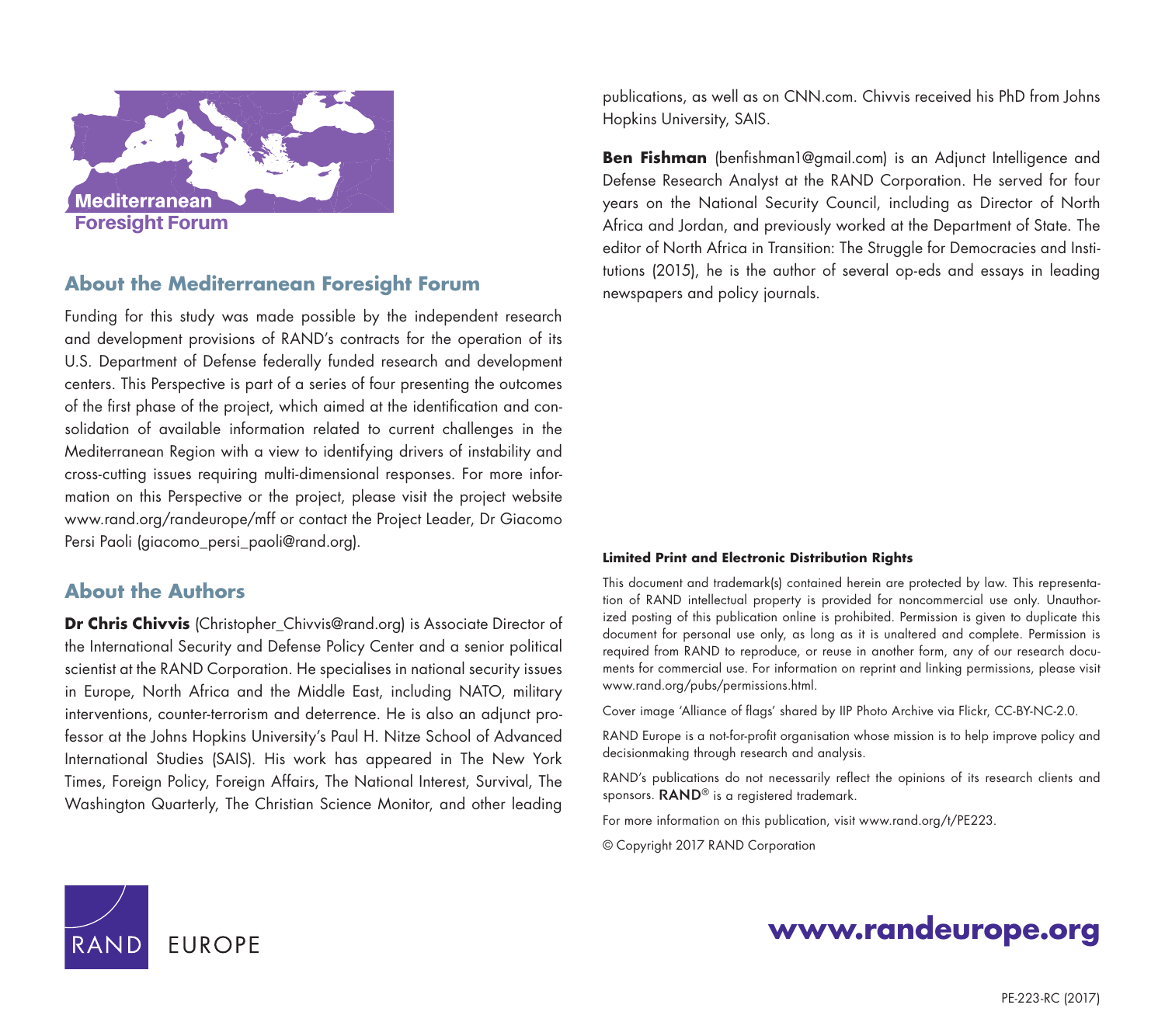Mediterranean
Foresight Forum

## About the Mediterranean Foresight Forum

Funding for this study was made possible by the independent research and development provisions of RAND's contracts for the operation of its U.S. Department of Defense federally funded research and development centers. This Perspective is part of a series of four presenting the outcomes of the first phase of the project, which aimed at the identification and consolidation of available information related to current challenges in the Mediterranean Region with a view to identifying drivers of instability and cross-cutting issues requiring multi-dimensional responses. For more information on this Perspective or the project, please visit the project website www.rand.org/randeurope/mff or contact the Project Leader, Dr Giacomo Persi Paoli (giacomo_persi_paoli@rand.org).

## About the Authors

**Dr Chris Chivvis** (Christopher_Chivvis@rand.org) is Associate Director of the International Security and Defense Policy Center and a senior political scientist at the RAND Corporation. He specialises in national security issues in Europe, North Africa and the Middle East, including NATO, military interventions, counter-terrorism and deterrence. He is also an adjunct professor at the Johns Hopkins University's Paul H. Nitze School of Advanced International Studies (SAIS). His work has appeared in The New York Times, Foreign Policy, Foreign Affairs, The National Interest, Survival, The Washington Quarterly, The Christian Science Monitor, and other leading publications, as well as on CNN.com. Chivvis received his PhD from Johns Hopkins University, SAIS.

**Ben Fishman** (benfishman1@gmail.com) is an Adjunct Intelligence and Defense Research Analyst at the RAND Corporation. He served for four years on the National Security Council, including as Director of North Africa and Jordan, and previously worked at the Department of State. The editor of North Africa in Transition: The Struggle for Democracies and Institutions (2015), he is the author of several op-eds and essays in leading newspapers and policy journals.

**Limited Print and Electronic Distribution Rights**

This document and trademark(s) contained herein are protected by law. This representation of RAND intellectual property is provided for noncommercial use only. Unauthorized posting of this publication online is prohibited. Permission is given to duplicate this document for personal use only, as long as it is unaltered and complete. Permission is required from RAND to reproduce, or reuse in another form, any of our research documents for commercial use. For information on reprint and linking permissions, please visit www.rand.org/pubs/permissions.html.

Cover image 'Alliance of flags' shared by IIP Photo Archive via Flickr, CC-BY-NC-2.0.

RAND Europe is a not-for-profit organisation whose mission is to help improve policy and decisionmaking through research and analysis.

RAND's publications do not necessarily reflect the opinions of its research clients and sponsors. RAND® is a registered trademark.

For more information on this publication, visit www.rand.org/t/PE223.

© Copyright 2017 RAND Corporation

RAND EUROPE

**www.randeurope.org**

PE-223-RC (2017)